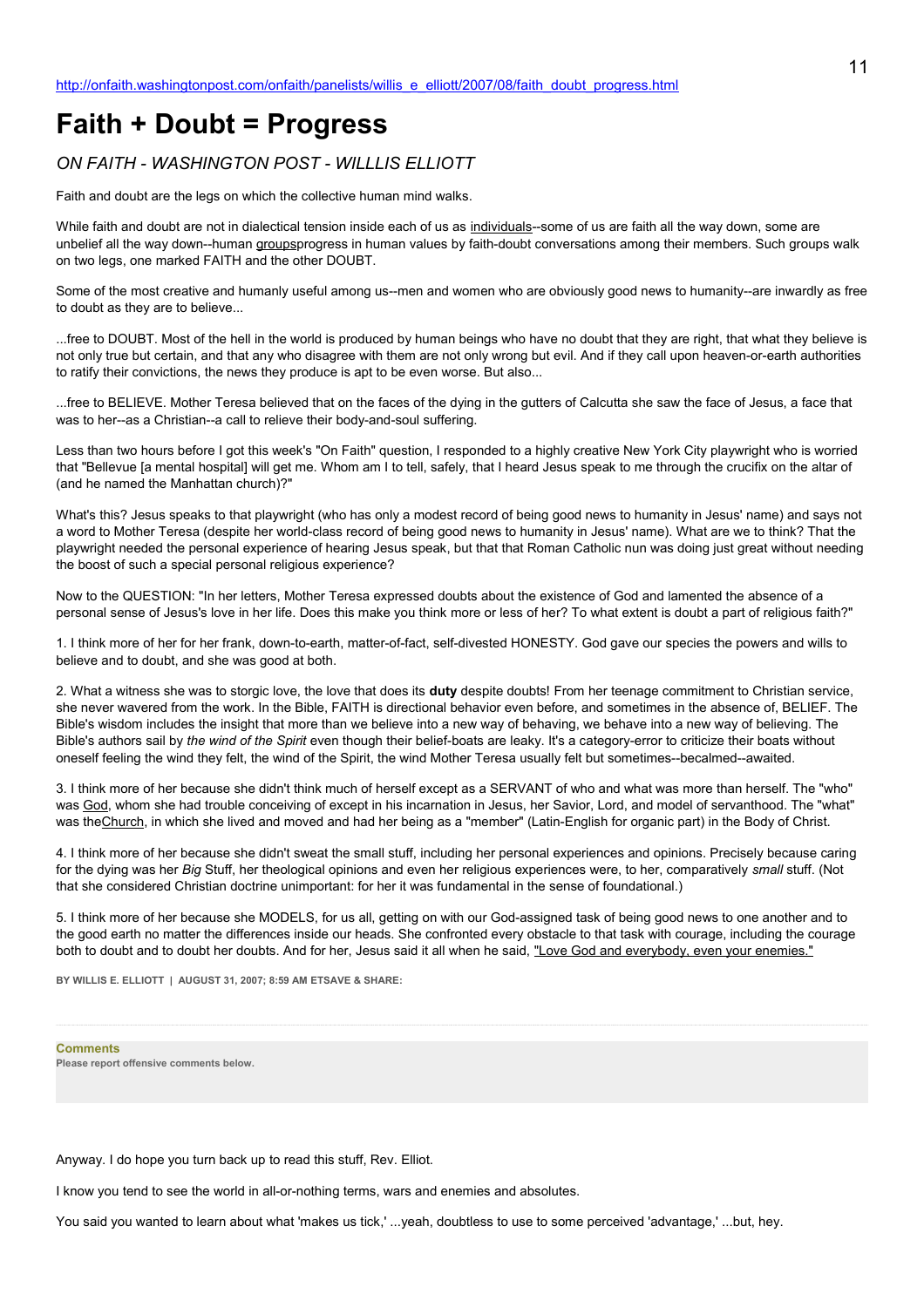http://onfaith.washingtonpost.com/onfaith/panelists/willis_e_elliott/2007/08/faith_doubt_progress.html

# Faith + Doubt = Progress

*ON FAITH - WASHINGTON POST - WILLLIS ELLIOTT*

Faith and doubt are the legs on which the collective human mind walks.

While faith and doubt are not in dialectical tension inside each of us as individuals--some of us are faith all the way down, some are unbelief all the way down--human groupsprogress in human values by faith-doubt conversations among their members. Such groups walk on two legs, one marked FAITH and the other DOUBT.

Some of the most creative and humanly useful among us--men and women who are obviously good news to humanity--are inwardly as free to doubt as they are to believe...

...free to DOUBT. Most of the hell in the world is produced by human beings who have no doubt that they are right, that what they believe is not only true but certain, and that any who disagree with them are not only wrong but evil. And if they call upon heaven-or-earth authorities to ratify their convictions, the news they produce is apt to be even worse. But also...

...free to BELIEVE. Mother Teresa believed that on the faces of the dying in the gutters of Calcutta she saw the face of Jesus, a face that was to her--as a Christian--a call to relieve their body-and-soul suffering.

Less than two hours before I got this week's "On Faith" question, I responded to a highly creative New York City playwright who is worried that "Bellevue [a mental hospital] will get me. Whom am I to tell, safely, that I heard Jesus speak to me through the crucifix on the altar of (and he named the Manhattan church)?"

What's this? Jesus speaks to that playwright (who has only a modest record of being good news to humanity in Jesus' name) and says not a word to Mother Teresa (despite her world-class record of being good news to humanity in Jesus' name). What are we to think? That the playwright needed the personal experience of hearing Jesus speak, but that that Roman Catholic nun was doing just great without needing the boost of such a special personal religious experience?

Now to the QUESTION: "In her letters, Mother Teresa expressed doubts about the existence of God and lamented the absence of a personal sense of Jesus's love in her life. Does this make you think more or less of her? To what extent is doubt a part of religious faith?"

1. I think more of her for her frank, down-to-earth, matter-of-fact, self-divested HONESTY. God gave our species the powers and wills to believe and to doubt, and she was good at both.

2. What a witness she was to storgic love, the love that does its **duty** despite doubts! From her teenage commitment to Christian service, she never wavered from the work. In the Bible, FAITH is directional behavior even before, and sometimes in the absence of, BELIEF. The Bible's wisdom includes the insight that more than we believe into a new way of behaving, we behave into a new way of believing. The Bible's authors sail by *the wind of the Spirit* even though their belief-boats are leaky. It's a category-error to criticize their boats without oneself feeling the wind they felt, the wind of the Spirit, the wind Mother Teresa usually felt but sometimes--becalmed--awaited.

3. I think more of her because she didn't think much of herself except as a SERVANT of who and what was more than herself. The "who" was God, whom she had trouble conceiving of except in his incarnation in Jesus, her Savior, Lord, and model of servanthood. The "what" was theChurch, in which she lived and moved and had her being as a "member" (Latin-English for organic part) in the Body of Christ.

4. I think more of her because she didn't sweat the small stuff, including her personal experiences and opinions. Precisely because caring for the dying was her *Big* Stuff, her theological opinions and even her religious experiences were, to her, comparatively *small* stuff. (Not that she considered Christian doctrine unimportant: for her it was fundamental in the sense of foundational.)

5. I think more of her because she MODELS, for us all, getting on with our God-assigned task of being good news to one another and to the good earth no matter the differences inside our heads. She confronted every obstacle to that task with courage, including the courage both to doubt and to doubt her doubts. And for her, Jesus said it all when he said, "Love God and everybody, even your enemies."

BY WILLIS E. ELLIOTT | AUGUST 31, 2007; 8:59 AM ETSAVE & SHARE:

**Comments**

**Please report offensive comments below.**

Anyway. I do hope you turn back up to read this stuff, Rev. Elliot.

I know you tend to see the world in all-or-nothing terms, wars and enemies and absolutes.

You said you wanted to learn about what 'makes us tick,' ...yeah, doubtless to use to some perceived 'advantage,' ...but, hey.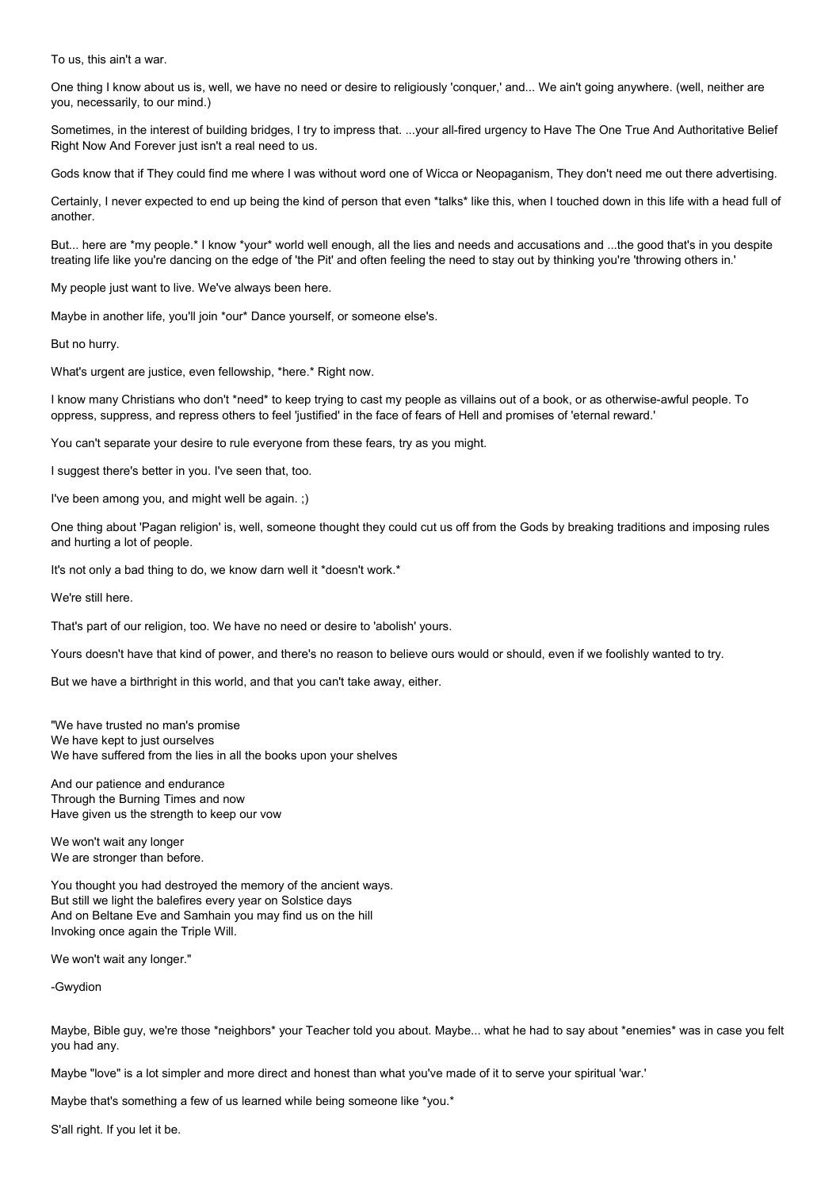To us, this ain't a war.

One thing I know about us is, well, we have no need or desire to religiously 'conquer,' and... We ain't going anywhere. (well, neither are you, necessarily, to our mind.)

Sometimes, in the interest of building bridges, I try to impress that. ...your all-fired urgency to Have The One True And Authoritative Belief Right Now And Forever just isn't a real need to us.

Gods know that if They could find me where I was without word one of Wicca or Neopaganism, They don't need me out there advertising.

Certainly, I never expected to end up being the kind of person that even *talks* like this, when I touched down in this life with a head full of another.

But... here are *my people.* I know *your* world well enough, all the lies and needs and accusations and ...the good that's in you despite treating life like you're dancing on the edge of 'the Pit' and often feeling the need to stay out by thinking you're 'throwing others in.'

My people just want to live. We've always been here.

Maybe in another life, you'll join *our* Dance yourself, or someone else's.

But no hurry.

What's urgent are justice, even fellowship, *here.* Right now.

I know many Christians who don't *need* to keep trying to cast my people as villains out of a book, or as otherwise-awful people. To oppress, suppress, and repress others to feel 'justified' in the face of fears of Hell and promises of 'eternal reward.'

You can't separate your desire to rule everyone from these fears, try as you might.

I suggest there's better in you. I've seen that, too.

I've been among you, and might well be again. ;)

One thing about 'Pagan religion' is, well, someone thought they could cut us off from the Gods by breaking traditions and imposing rules and hurting a lot of people.

It's not only a bad thing to do, we know darn well it *doesn't work.*

We're still here.

That's part of our religion, too. We have no need or desire to 'abolish' yours.

Yours doesn't have that kind of power, and there's no reason to believe ours would or should, even if we foolishly wanted to try.

But we have a birthright in this world, and that you can't take away, either.

"We have trusted no man's promise
We have kept to just ourselves
We have suffered from the lies in all the books upon your shelves

And our patience and endurance
Through the Burning Times and now
Have given us the strength to keep our vow

We won't wait any longer
We are stronger than before.

You thought you had destroyed the memory of the ancient ways.
But still we light the balefires every year on Solstice days
And on Beltane Eve and Samhain you may find us on the hill
Invoking once again the Triple Will.

We won't wait any longer."

-Gwydion

Maybe, Bible guy, we're those *neighbors* your Teacher told you about. Maybe... what he had to say about *enemies* was in case you felt you had any.

Maybe "love" is a lot simpler and more direct and honest than what you've made of it to serve your spiritual 'war.'

Maybe that's something a few of us learned while being someone like *you.*

S'all right. If you let it be.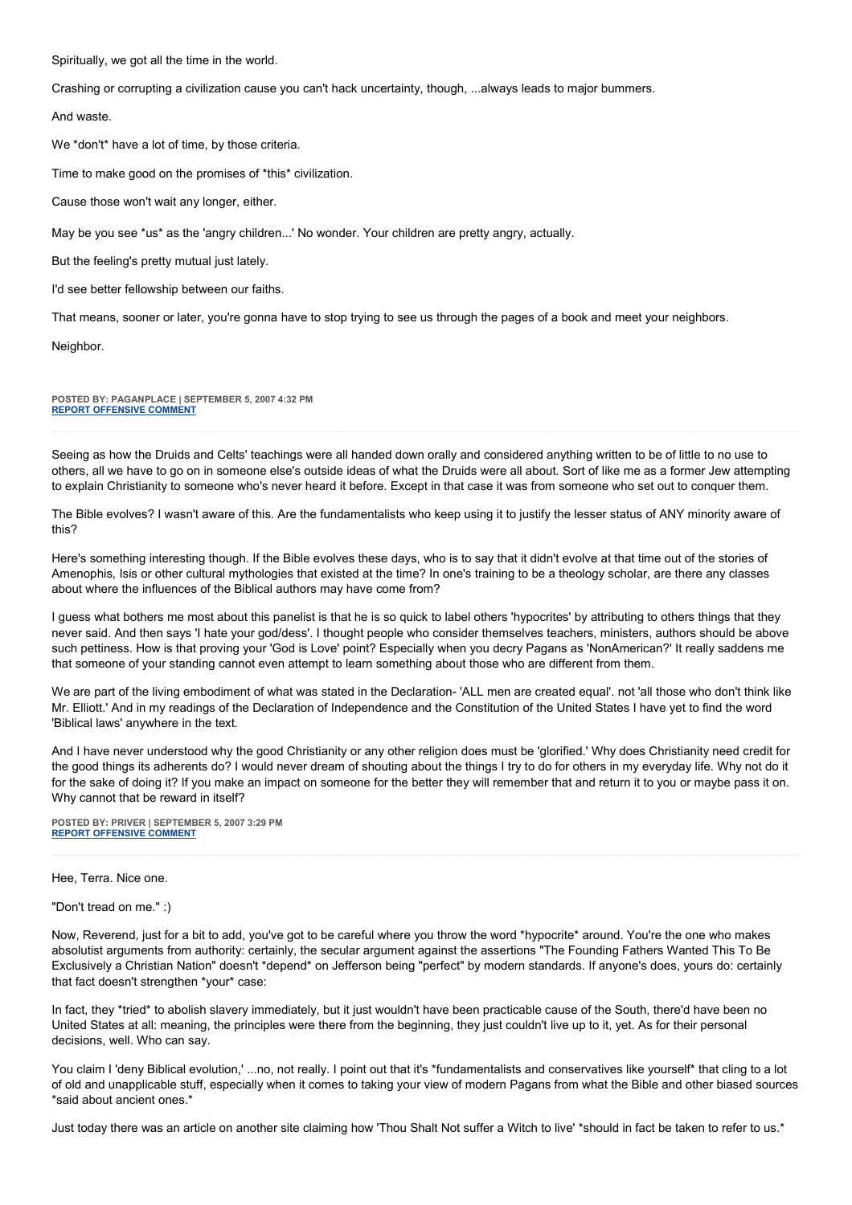Spiritually, we got all the time in the world.

Crashing or corrupting a civilization cause you can't hack uncertainty, though, ...always leads to major bummers.

And waste.

We *don't* have a lot of time, by those criteria.

Time to make good on the promises of *this* civilization.

Cause those won't wait any longer, either.

May be you see *us* as the 'angry children...' No wonder. Your children are pretty angry, actually.

But the feeling's pretty mutual just lately.

I'd see better fellowship between our faiths.

That means, sooner or later, you're gonna have to stop trying to see us through the pages of a book and meet your neighbors.

Neighbor.

**POSTED BY: PAGANPLACE | SEPTEMBER 5, 2007 4:32 PM**
**REPORT OFFENSIVE COMMENT**

---

Seeing as how the Druids and Celts' teachings were all handed down orally and considered anything written to be of little to no use to others, all we have to go on in someone else's outside ideas of what the Druids were all about. Sort of like me as a former Jew attempting to explain Christianity to someone who's never heard it before. Except in that case it was from someone who set out to conquer them.

The Bible evolves? I wasn't aware of this. Are the fundamentalists who keep using it to justify the lesser status of ANY minority aware of this?

Here's something interesting though. If the Bible evolves these days, who is to say that it didn't evolve at that time out of the stories of Amenophis, Isis or other cultural mythologies that existed at the time? In one's training to be a theology scholar, are there any classes about where the influences of the Biblical authors may have come from?

I guess what bothers me most about this panelist is that he is so quick to label others 'hypocrites' by attributing to others things that they never said. And then says 'I hate your god/dess'. I thought people who consider themselves teachers, ministers, authors should be above such pettiness. How is that proving your 'God is Love' point? Especially when you decry Pagans as 'NonAmerican?' It really saddens me that someone of your standing cannot even attempt to learn something about those who are different from them.

We are part of the living embodiment of what was stated in the Declaration- 'ALL men are created equal'. not 'all those who don't think like Mr. Elliott.' And in my readings of the Declaration of Independence and the Constitution of the United States I have yet to find the word 'Biblical laws' anywhere in the text.

And I have never understood why the good Christianity or any other religion does must be 'glorified.' Why does Christianity need credit for the good things its adherents do? I would never dream of shouting about the things I try to do for others in my everyday life. Why not do it for the sake of doing it? If you make an impact on someone for the better they will remember that and return it to you or maybe pass it on. Why cannot that be reward in itself?

**POSTED BY: PRIVER | SEPTEMBER 5, 2007 3:29 PM**
**REPORT OFFENSIVE COMMENT**

---

Hee, Terra. Nice one.

"Don't tread on me." :)

Now, Reverend, just for a bit to add, you've got to be careful where you throw the word *hypocrite* around. You're the one who makes absolutist arguments from authority: certainly, the secular argument against the assertions "The Founding Fathers Wanted This To Be Exclusively a Christian Nation" doesn't *depend* on Jefferson being "perfect" by modern standards. If anyone's does, yours do: certainly that fact doesn't strengthen *your* case:

In fact, they *tried* to abolish slavery immediately, but it just wouldn't have been practicable cause of the South, there'd have been no United States at all: meaning, the principles were there from the beginning, they just couldn't live up to it, yet. As for their personal decisions, well. Who can say.

You claim I 'deny Biblical evolution,' ...no, not really. I point out that it's *fundamentalists and conservatives like yourself* that cling to a lot of old and unapplicable stuff, especially when it comes to taking your view of modern Pagans from what the Bible and other biased sources *said about ancient ones.*

Just today there was an article on another site claiming how 'Thou Shalt Not suffer a Witch to live' *should in fact be taken to refer to us.*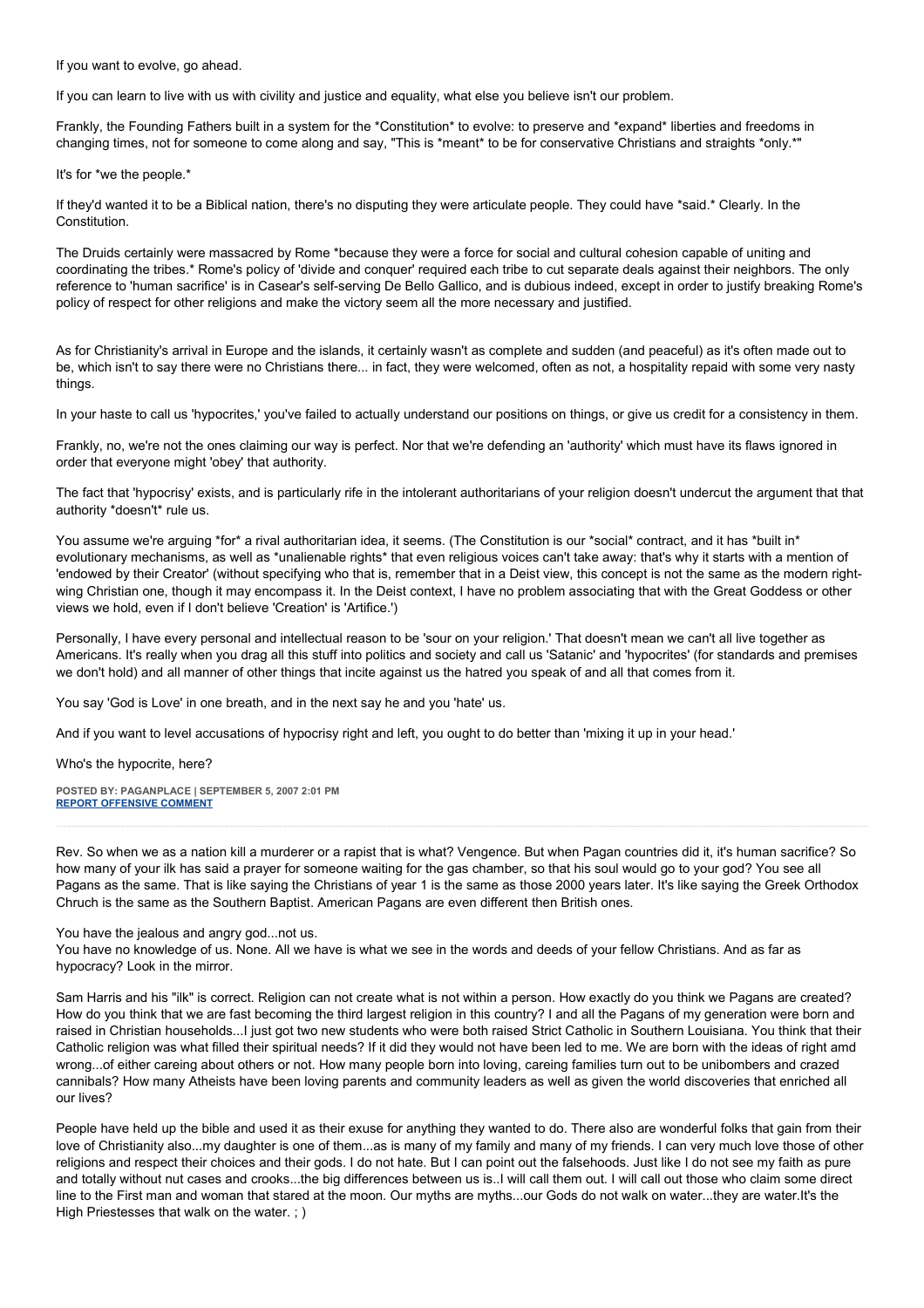If you want to evolve, go ahead.

If you can learn to live with us with civility and justice and equality, what else you believe isn't our problem.

Frankly, the Founding Fathers built in a system for the *Constitution* to evolve: to preserve and *expand* liberties and freedoms in changing times, not for someone to come along and say, "This is *meant* to be for conservative Christians and straights *only.*"

It's for *we the people.*

If they'd wanted it to be a Biblical nation, there's no disputing they were articulate people. They could have *said.* Clearly. In the Constitution.

The Druids certainly were massacred by Rome *because they were a force for social and cultural cohesion capable of uniting and coordinating the tribes.* Rome's policy of 'divide and conquer' required each tribe to cut separate deals against their neighbors. The only reference to 'human sacrifice' is in Casear's self-serving De Bello Gallico, and is dubious indeed, except in order to justify breaking Rome's policy of respect for other religions and make the victory seem all the more necessary and justified.

As for Christianity's arrival in Europe and the islands, it certainly wasn't as complete and sudden (and peaceful) as it's often made out to be, which isn't to say there were no Christians there... in fact, they were welcomed, often as not, a hospitality repaid with some very nasty things.

In your haste to call us 'hypocrites,' you've failed to actually understand our positions on things, or give us credit for a consistency in them.

Frankly, no, we're not the ones claiming our way is perfect. Nor that we're defending an 'authority' which must have its flaws ignored in order that everyone might 'obey' that authority.

The fact that 'hypocrisy' exists, and is particularly rife in the intolerant authoritarians of your religion doesn't undercut the argument that that authority *doesn't* rule us.

You assume we're arguing *for* a rival authoritarian idea, it seems. (The Constitution is our *social* contract, and it has *built in* evolutionary mechanisms, as well as *unalienable rights* that even religious voices can't take away: that's why it starts with a mention of 'endowed by their Creator' (without specifying who that is, remember that in a Deist view, this concept is not the same as the modern right-wing Christian one, though it may encompass it. In the Deist context, I have no problem associating that with the Great Goddess or other views we hold, even if I don't believe 'Creation' is 'Artifice.')

Personally, I have every personal and intellectual reason to be 'sour on your religion.' That doesn't mean we can't all live together as Americans. It's really when you drag all this stuff into politics and society and call us 'Satanic' and 'hypocrites' (for standards and premises we don't hold) and all manner of other things that incite against us the hatred you speak of and all that comes from it.

You say 'God is Love' in one breath, and in the next say he and you 'hate' us.

And if you want to level accusations of hypocrisy right and left, you ought to do better than 'mixing it up in your head.'

Who's the hypocrite, here?

**POSTED BY: PAGANPLACE | SEPTEMBER 5, 2007 2:01 PM**
**REPORT OFFENSIVE COMMENT**

---

Rev. So when we as a nation kill a murderer or a rapist that is what? Vengence. But when Pagan countries did it, it's human sacrifice? So how many of your ilk has said a prayer for someone waiting for the gas chamber, so that his soul would go to your god? You see all Pagans as the same. That is like saying the Christians of year 1 is the same as those 2000 years later. It's like saying the Greek Orthodox Chruch is the same as the Southern Baptist. American Pagans are even different then British ones.

You have the jealous and angry god...not us.
You have no knowledge of us. None. All we have is what we see in the words and deeds of your fellow Christians. And as far as hypocracy? Look in the mirror.

Sam Harris and his "ilk" is correct. Religion can not create what is not within a person. How exactly do you think we Pagans are created? How do you think that we are fast becoming the third largest religion in this country? I and all the Pagans of my generation were born and raised in Christian households...I just got two new students who were both raised Strict Catholic in Southern Louisiana. You think that their Catholic religion was what filled their spiritual needs? If it did they would not have been led to me. We are born with the ideas of right amd wrong...of either careing about others or not. How many people born into loving, careing families turn out to be unibombers and crazed cannibals? How many Atheists have been loving parents and community leaders as well as given the world discoveries that enriched all our lives?

People have held up the bible and used it as their exuse for anything they wanted to do. There also are wonderful folks that gain from their love of Christianity also...my daughter is one of them...as is many of my family and many of my friends. I can very much love those of other religions and respect their choices and their gods. I do not hate. But I can point out the falsehoods. Just like I do not see my faith as pure and totally without nut cases and crooks...the big differences between us is..I will call them out. I will call out those who claim some direct line to the First man and woman that stared at the moon. Our myths are myths...our Gods do not walk on water...they are water.It's the High Priestesses that walk on the water. ; )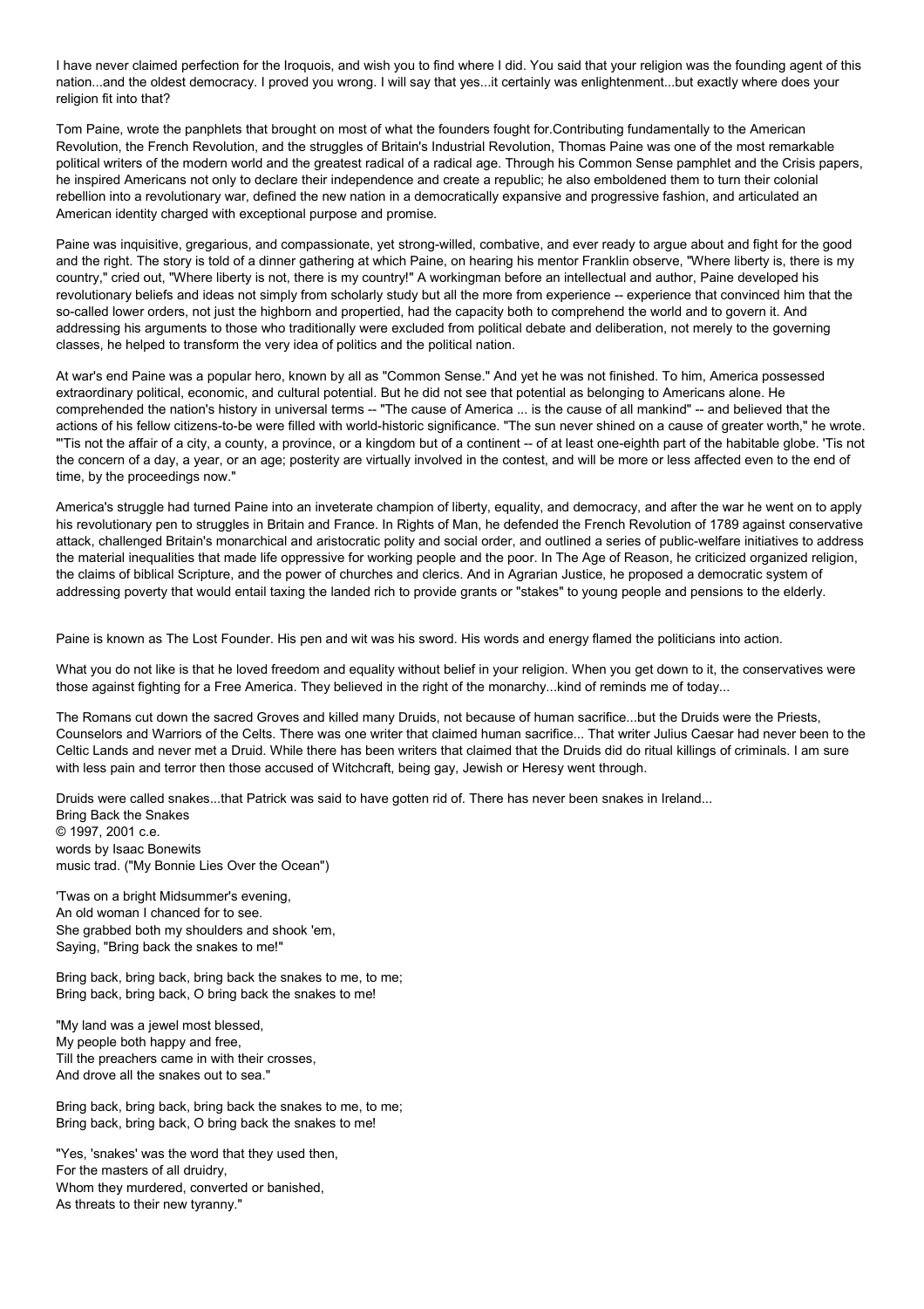I have never claimed perfection for the Iroquois, and wish you to find where I did. You said that your religion was the founding agent of this nation...and the oldest democracy. I proved you wrong. I will say that yes...it certainly was enlightenment...but exactly where does your religion fit into that?

Tom Paine, wrote the panphlets that brought on most of what the founders fought for.Contributing fundamentally to the American Revolution, the French Revolution, and the struggles of Britain's Industrial Revolution, Thomas Paine was one of the most remarkable political writers of the modern world and the greatest radical of a radical age. Through his Common Sense pamphlet and the Crisis papers, he inspired Americans not only to declare their independence and create a republic; he also emboldened them to turn their colonial rebellion into a revolutionary war, defined the new nation in a democratically expansive and progressive fashion, and articulated an American identity charged with exceptional purpose and promise.

Paine was inquisitive, gregarious, and compassionate, yet strong-willed, combative, and ever ready to argue about and fight for the good and the right. The story is told of a dinner gathering at which Paine, on hearing his mentor Franklin observe, "Where liberty is, there is my country," cried out, "Where liberty is not, there is my country!" A workingman before an intellectual and author, Paine developed his revolutionary beliefs and ideas not simply from scholarly study but all the more from experience -- experience that convinced him that the so-called lower orders, not just the highborn and propertied, had the capacity both to comprehend the world and to govern it. And addressing his arguments to those who traditionally were excluded from political debate and deliberation, not merely to the governing classes, he helped to transform the very idea of politics and the political nation.

At war's end Paine was a popular hero, known by all as "Common Sense." And yet he was not finished. To him, America possessed extraordinary political, economic, and cultural potential. But he did not see that potential as belonging to Americans alone. He comprehended the nation's history in universal terms -- "The cause of America ... is the cause of all mankind" -- and believed that the actions of his fellow citizens-to-be were filled with world-historic significance. "The sun never shined on a cause of greater worth," he wrote. "'Tis not the affair of a city, a county, a province, or a kingdom but of a continent -- of at least one-eighth part of the habitable globe. 'Tis not the concern of a day, a year, or an age; posterity are virtually involved in the contest, and will be more or less affected even to the end of time, by the proceedings now."

America's struggle had turned Paine into an inveterate champion of liberty, equality, and democracy, and after the war he went on to apply his revolutionary pen to struggles in Britain and France. In Rights of Man, he defended the French Revolution of 1789 against conservative attack, challenged Britain's monarchical and aristocratic polity and social order, and outlined a series of public-welfare initiatives to address the material inequalities that made life oppressive for working people and the poor. In The Age of Reason, he criticized organized religion, the claims of biblical Scripture, and the power of churches and clerics. And in Agrarian Justice, he proposed a democratic system of addressing poverty that would entail taxing the landed rich to provide grants or "stakes" to young people and pensions to the elderly.

Paine is known as The Lost Founder. His pen and wit was his sword. His words and energy flamed the politicians into action.

What you do not like is that he loved freedom and equality without belief in your religion. When you get down to it, the conservatives were those against fighting for a Free America. They believed in the right of the monarchy...kind of reminds me of today...

The Romans cut down the sacred Groves and killed many Druids, not because of human sacrifice...but the Druids were the Priests, Counselors and Warriors of the Celts. There was one writer that claimed human sacrifice... That writer Julius Caesar had never been to the Celtic Lands and never met a Druid. While there has been writers that claimed that the Druids did do ritual killings of criminals. I am sure with less pain and terror then those accused of Witchcraft, being gay, Jewish or Heresy went through.

Druids were called snakes...that Patrick was said to have gotten rid of. There has never been snakes in Ireland...
Bring Back the Snakes
© 1997, 2001 c.e.
words by Isaac Bonewits
music trad. ("My Bonnie Lies Over the Ocean")

'Twas on a bright Midsummer's evening,
An old woman I chanced for to see.
She grabbed both my shoulders and shook 'em,
Saying, "Bring back the snakes to me!"

Bring back, bring back, bring back the snakes to me, to me;
Bring back, bring back, O bring back the snakes to me!

"My land was a jewel most blessed,
My people both happy and free,
Till the preachers came in with their crosses,
And drove all the snakes out to sea."

Bring back, bring back, bring back the snakes to me, to me;
Bring back, bring back, O bring back the snakes to me!

"Yes, 'snakes' was the word that they used then,
For the masters of all druidry,
Whom they murdered, converted or banished,
As threats to their new tyranny."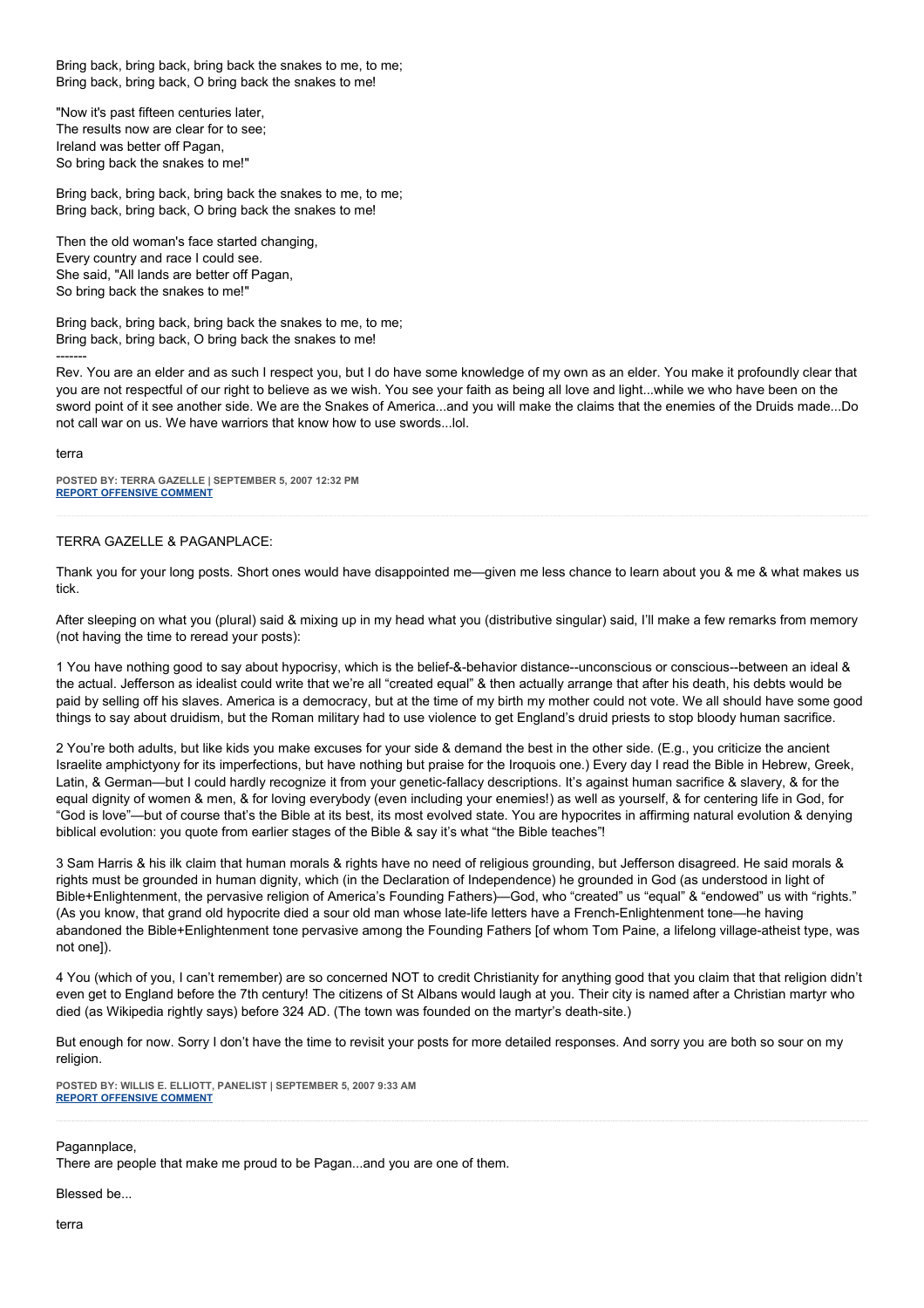Bring back, bring back, bring back the snakes to me, to me;
Bring back, bring back, O bring back the snakes to me!

"Now it's past fifteen centuries later,
The results now are clear for to see;
Ireland was better off Pagan,
So bring back the snakes to me!"

Bring back, bring back, bring back the snakes to me, to me;
Bring back, bring back, O bring back the snakes to me!

Then the old woman's face started changing,
Every country and race I could see.
She said, "All lands are better off Pagan,
So bring back the snakes to me!"

Bring back, bring back, bring back the snakes to me, to me;
Bring back, bring back, O bring back the snakes to me!

-------

Rev. You are an elder and as such I respect you, but I do have some knowledge of my own as an elder. You make it profoundly clear that you are not respectful of our right to believe as we wish. You see your faith as being all love and light...while we who have been on the sword point of it see another side. We are the Snakes of America...and you will make the claims that the enemies of the Druids made...Do not call war on us. We have warriors that know how to use swords...lol.

terra

**POSTED BY: TERRA GAZELLE | SEPTEMBER 5, 2007 12:32 PM**
**REPORT OFFENSIVE COMMENT**

---

TERRA GAZELLE & PAGANPLACE:

Thank you for your long posts. Short ones would have disappointed me—given me less chance to learn about you & me & what makes us tick.

After sleeping on what you (plural) said & mixing up in my head what you (distributive singular) said, I'll make a few remarks from memory (not having the time to reread your posts):

1 You have nothing good to say about hypocrisy, which is the belief-&-behavior distance--unconscious or conscious--between an ideal & the actual. Jefferson as idealist could write that we're all "created equal" & then actually arrange that after his death, his debts would be paid by selling off his slaves. America is a democracy, but at the time of my birth my mother could not vote. We all should have some good things to say about druidism, but the Roman military had to use violence to get England's druid priests to stop bloody human sacrifice.

2 You're both adults, but like kids you make excuses for your side & demand the best in the other side. (E.g., you criticize the ancient Israelite amphictyony for its imperfections, but have nothing but praise for the Iroquois one.) Every day I read the Bible in Hebrew, Greek, Latin, & German—but I could hardly recognize it from your genetic-fallacy descriptions. It's against human sacrifice & slavery, & for the equal dignity of women & men, & for loving everybody (even including your enemies!) as well as yourself, & for centering life in God, for "God is love"—but of course that's the Bible at its best, its most evolved state. You are hypocrites in affirming natural evolution & denying biblical evolution: you quote from earlier stages of the Bible & say it's what "the Bible teaches"!

3 Sam Harris & his ilk claim that human morals & rights have no need of religious grounding, but Jefferson disagreed. He said morals & rights must be grounded in human dignity, which (in the Declaration of Independence) he grounded in God (as understood in light of Bible+Enlightenment, the pervasive religion of America's Founding Fathers)—God, who "created" us "equal" & "endowed" us with "rights." (As you know, that grand old hypocrite died a sour old man whose late-life letters have a French-Enlightenment tone—he having abandoned the Bible+Enlightenment tone pervasive among the Founding Fathers [of whom Tom Paine, a lifelong village-atheist type, was not one]).

4 You (which of you, I can't remember) are so concerned NOT to credit Christianity for anything good that you claim that that religion didn't even get to England before the 7th century! The citizens of St Albans would laugh at you. Their city is named after a Christian martyr who died (as Wikipedia rightly says) before 324 AD. (The town was founded on the martyr's death-site.)

But enough for now. Sorry I don't have the time to revisit your posts for more detailed responses. And sorry you are both so sour on my religion.

**POSTED BY: WILLIS E. ELLIOTT, PANELIST | SEPTEMBER 5, 2007 9:33 AM**
**REPORT OFFENSIVE COMMENT**

---

Pagannplace,
There are people that make me proud to be Pagan...and you are one of them.

Blessed be...

terra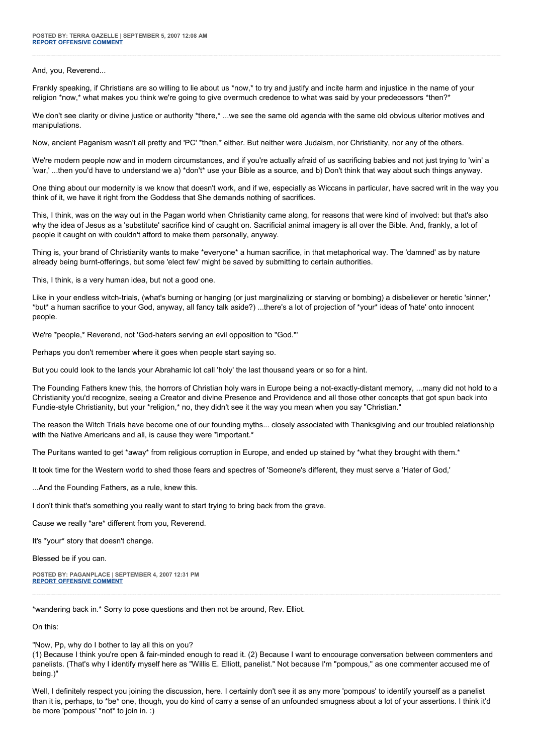**POSTED BY: TERRA GAZELLE | SEPTEMBER 5, 2007 12:08 AM**
**REPORT OFFENSIVE COMMENT**

---

And, you, Reverend...

Frankly speaking, if Christians are so willing to lie about us *now,* to try and justify and incite harm and injustice in the name of your religion *now,* what makes you think we're going to give overmuch credence to what was said by your predecessors *then?*

We don't see clarity or divine justice or authority *there,* ...we see the same old agenda with the same old obvious ulterior motives and manipulations.

Now, ancient Paganism wasn't all pretty and 'PC' *then,* either. But neither were Judaism, nor Christianity, nor any of the others.

We're modern people now and in modern circumstances, and if you're actually afraid of us sacrificing babies and not just trying to 'win' a 'war,' ...then you'd have to understand we a) *don't* use your Bible as a source, and b) Don't think that way about such things anyway.

One thing about our modernity is we know that doesn't work, and if we, especially as Wiccans in particular, have sacred writ in the way you think of it, we have it right from the Goddess that She demands nothing of sacrifices.

This, I think, was on the way out in the Pagan world when Christianity came along, for reasons that were kind of involved: but that's also why the idea of Jesus as a 'substitute' sacrifice kind of caught on. Sacrificial animal imagery is all over the Bible. And, frankly, a lot of people it caught on with couldn't afford to make them personally, anyway.

Thing is, your brand of Christianity wants to make *everyone* a human sacrifice, in that metaphorical way. The 'damned' as by nature already being burnt-offerings, but some 'elect few' might be saved by submitting to certain authorities.

This, I think, is a very human idea, but not a good one.

Like in your endless witch-trials, (what's burning or hanging (or just marginalizing or starving or bombing) a disbeliever or heretic 'sinner,' *but* a human sacrifice to your God, anyway, all fancy talk aside?) ...there's a lot of projection of *your* ideas of 'hate' onto innocent people.

We're *people,* Reverend, not 'God-haters serving an evil opposition to "God."'

Perhaps you don't remember where it goes when people start saying so.

But you could look to the lands your Abrahamic lot call 'holy' the last thousand years or so for a hint.

The Founding Fathers knew this, the horrors of Christian holy wars in Europe being a not-exactly-distant memory, ...many did not hold to a Christianity you'd recognize, seeing a Creator and divine Presence and Providence and all those other concepts that got spun back into Fundie-style Christianity, but your *religion,* no, they didn't see it the way you mean when you say "Christian."

The reason the Witch Trials have become one of our founding myths... closely associated with Thanksgiving and our troubled relationship with the Native Americans and all, is cause they were *important.*

The Puritans wanted to get *away* from religious corruption in Europe, and ended up stained by *what they brought with them.*

It took time for the Western world to shed those fears and spectres of 'Someone's different, they must serve a 'Hater of God,'

...And the Founding Fathers, as a rule, knew this.

I don't think that's something you really want to start trying to bring back from the grave.

Cause we really *are* different from you, Reverend.

It's *your* story that doesn't change.

Blessed be if you can.

**POSTED BY: PAGANPLACE | SEPTEMBER 4, 2007 12:31 PM**
**REPORT OFFENSIVE COMMENT**

---

*wandering back in.* Sorry to pose questions and then not be around, Rev. Elliot.

On this:

"Now, Pp, why do I bother to lay all this on you?
(1) Because I think you're open & fair-minded enough to read it. (2) Because I want to encourage conversation between commenters and panelists. (That's why I identify myself here as "Willis E. Elliott, panelist." Not because I'm "pompous," as one commenter accused me of being.)"

Well, I definitely respect you joining the discussion, here. I certainly don't see it as any more 'pompous' to identify yourself as a panelist than it is, perhaps, to *be* one, though, you do kind of carry a sense of an unfounded smugness about a lot of your assertions. I think it'd be more 'pompous' *not* to join in. :)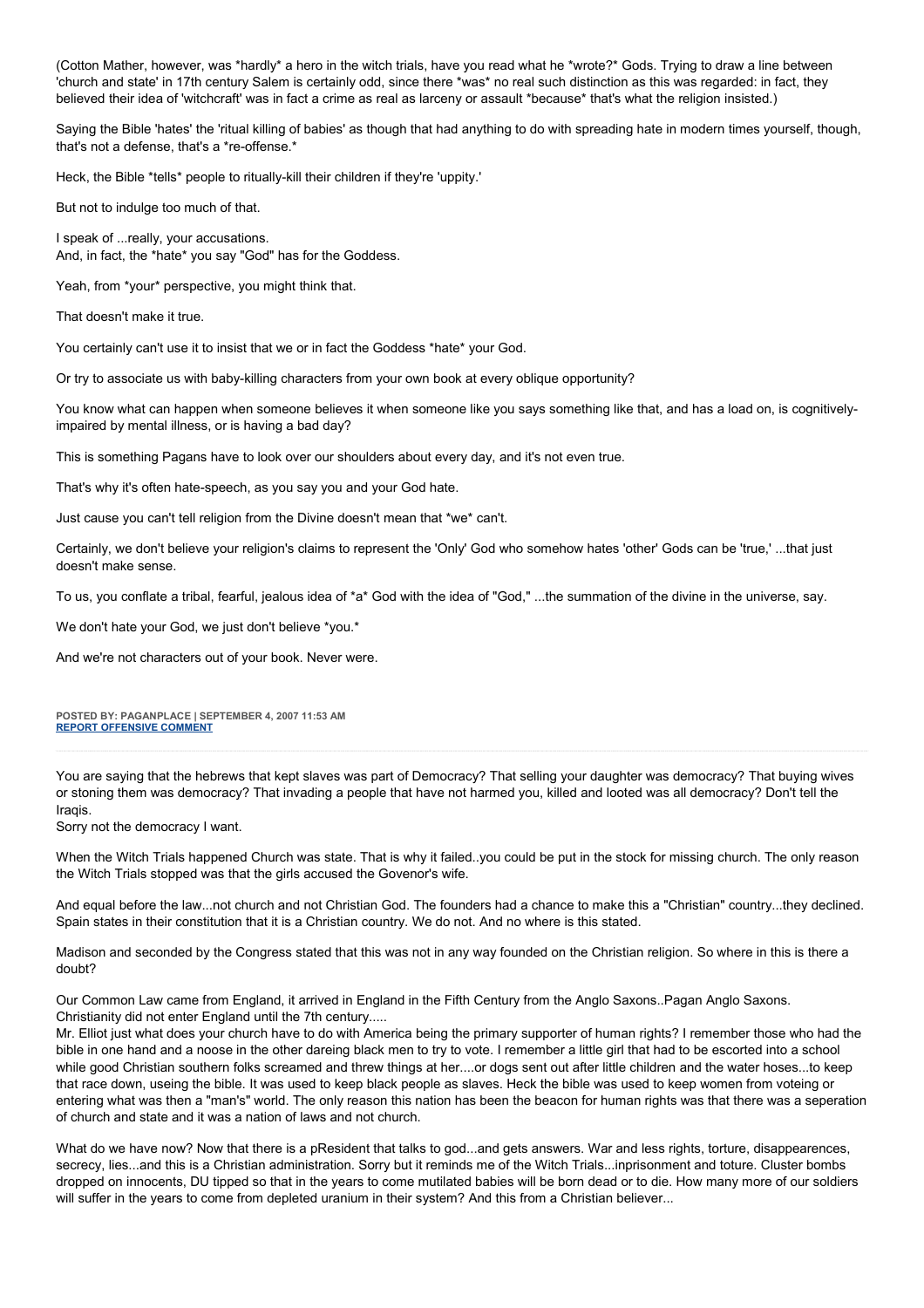(Cotton Mather, however, was *hardly* a hero in the witch trials, have you read what he *wrote?* Gods. Trying to draw a line between 'church and state' in 17th century Salem is certainly odd, since there *was* no real such distinction as this was regarded: in fact, they believed their idea of 'witchcraft' was in fact a crime as real as larceny or assault *because* that's what the religion insisted.)

Saying the Bible 'hates' the 'ritual killing of babies' as though that had anything to do with spreading hate in modern times yourself, though, that's not a defense, that's a *re-offense.*

Heck, the Bible *tells* people to ritually-kill their children if they're 'uppity.'

But not to indulge too much of that.

I speak of ...really, your accusations.
And, in fact, the *hate* you say "God" has for the Goddess.

Yeah, from *your* perspective, you might think that.

That doesn't make it true.

You certainly can't use it to insist that we or in fact the Goddess *hate* your God.

Or try to associate us with baby-killing characters from your own book at every oblique opportunity?

You know what can happen when someone believes it when someone like you says something like that, and has a load on, is cognitively-impaired by mental illness, or is having a bad day?

This is something Pagans have to look over our shoulders about every day, and it's not even true.

That's why it's often hate-speech, as you say you and your God hate.

Just cause you can't tell religion from the Divine doesn't mean that *we* can't.

Certainly, we don't believe your religion's claims to represent the 'Only' God who somehow hates 'other' Gods can be 'true,' ...that just doesn't make sense.

To us, you conflate a tribal, fearful, jealous idea of *a* God with the idea of "God," ...the summation of the divine in the universe, say.

We don't hate your God, we just don't believe *you.*

And we're not characters out of your book. Never were.

**POSTED BY: PAGANPLACE | SEPTEMBER 4, 2007 11:53 AM**
**REPORT OFFENSIVE COMMENT**

---

You are saying that the hebrews that kept slaves was part of Democracy? That selling your daughter was democracy? That buying wives or stoning them was democracy? That invading a people that have not harmed you, killed and looted was all democracy? Don't tell the Iraqis.
Sorry not the democracy I want.

When the Witch Trials happened Church was state. That is why it failed..you could be put in the stock for missing church. The only reason the Witch Trials stopped was that the girls accused the Govenor's wife.

And equal before the law...not church and not Christian God. The founders had a chance to make this a "Christian" country...they declined. Spain states in their constitution that it is a Christian country. We do not. And no where is this stated.

Madison and seconded by the Congress stated that this was not in any way founded on the Christian religion. So where in this is there a doubt?

Our Common Law came from England, it arrived in England in the Fifth Century from the Anglo Saxons..Pagan Anglo Saxons. Christianity did not enter England until the 7th century.....
Mr. Elliot just what does your church have to do with America being the primary supporter of human rights? I remember those who had the bible in one hand and a noose in the other dareing black men to try to vote. I remember a little girl that had to be escorted into a school while good Christian southern folks screamed and threw things at her....or dogs sent out after little children and the water hoses...to keep that race down, useing the bible. It was used to keep black people as slaves. Heck the bible was used to keep women from voteing or entering what was then a "man's" world. The only reason this nation has been the beacon for human rights was that there was a seperation of church and state and it was a nation of laws and not church.

What do we have now? Now that there is a pResident that talks to god...and gets answers. War and less rights, torture, disappearences, secrecy, lies...and this is a Christian administration. Sorry but it reminds me of the Witch Trials...inprisonment and toture. Cluster bombs dropped on innocents, DU tipped so that in the years to come mutilated babies will be born dead or to die. How many more of our soldiers will suffer in the years to come from depleted uranium in their system? And this from a Christian believer...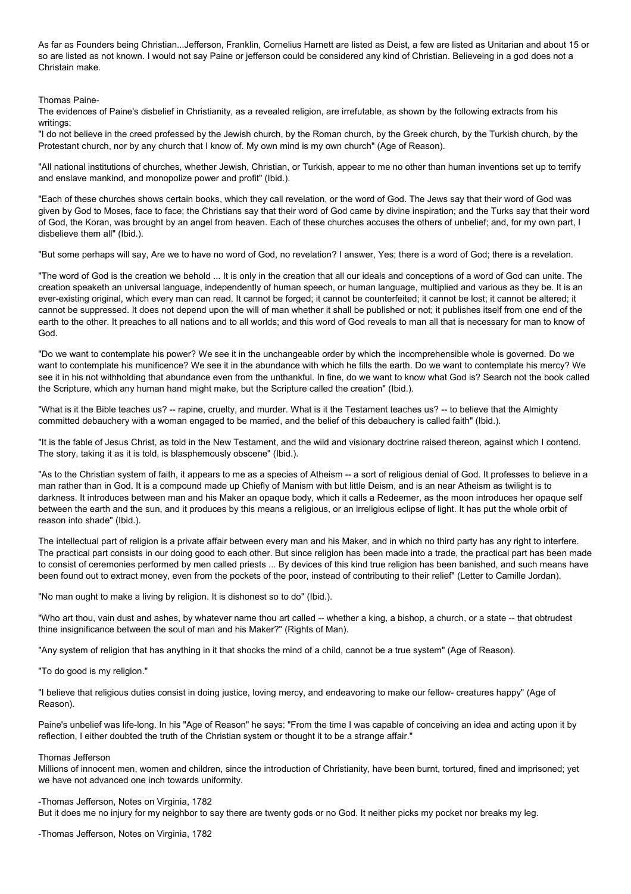As far as Founders being Christian...Jefferson, Franklin, Cornelius Harnett are listed as Deist, a few are listed as Unitarian and about 15 or so are listed as not known. I would not say Paine or jefferson could be considered any kind of Christian. Believeing in a god does not a Christain make.

Thomas Paine-

The evidences of Paine's disbelief in Christianity, as a revealed religion, are irrefutable, as shown by the following extracts from his writings:

"I do not believe in the creed professed by the Jewish church, by the Roman church, by the Greek church, by the Turkish church, by the Protestant church, nor by any church that I know of. My own mind is my own church" (Age of Reason).

"All national institutions of churches, whether Jewish, Christian, or Turkish, appear to me no other than human inventions set up to terrify and enslave mankind, and monopolize power and profit" (Ibid.).

"Each of these churches shows certain books, which they call revelation, or the word of God. The Jews say that their word of God was given by God to Moses, face to face; the Christians say that their word of God came by divine inspiration; and the Turks say that their word of God, the Koran, was brought by an angel from heaven. Each of these churches accuses the others of unbelief; and, for my own part, I disbelieve them all" (Ibid.).

"But some perhaps will say, Are we to have no word of God, no revelation? I answer, Yes; there is a word of God; there is a revelation.

"The word of God is the creation we behold ... It is only in the creation that all our ideals and conceptions of a word of God can unite. The creation speaketh an universal language, independently of human speech, or human language, multiplied and various as they be. It is an ever-existing original, which every man can read. It cannot be forged; it cannot be counterfeited; it cannot be lost; it cannot be altered; it cannot be suppressed. It does not depend upon the will of man whether it shall be published or not; it publishes itself from one end of the earth to the other. It preaches to all nations and to all worlds; and this word of God reveals to man all that is necessary for man to know of God.

"Do we want to contemplate his power? We see it in the unchangeable order by which the incomprehensible whole is governed. Do we want to contemplate his munificence? We see it in the abundance with which he fills the earth. Do we want to contemplate his mercy? We see it in his not withholding that abundance even from the unthankful. In fine, do we want to know what God is? Search not the book called the Scripture, which any human hand might make, but the Scripture called the creation" (Ibid.).

"What is it the Bible teaches us? -- rapine, cruelty, and murder. What is it the Testament teaches us? -- to believe that the Almighty committed debauchery with a woman engaged to be married, and the belief of this debauchery is called faith" (Ibid.).

"It is the fable of Jesus Christ, as told in the New Testament, and the wild and visionary doctrine raised thereon, against which I contend. The story, taking it as it is told, is blasphemously obscene" (Ibid.).

"As to the Christian system of faith, it appears to me as a species of Atheism -- a sort of religious denial of God. It professes to believe in a man rather than in God. It is a compound made up Chiefly of Manism with but little Deism, and is an near Atheism as twilight is to darkness. It introduces between man and his Maker an opaque body, which it calls a Redeemer, as the moon introduces her opaque self between the earth and the sun, and it produces by this means a religious, or an irreligious eclipse of light. It has put the whole orbit of reason into shade" (Ibid.).

The intellectual part of religion is a private affair between every man and his Maker, and in which no third party has any right to interfere. The practical part consists in our doing good to each other. But since religion has been made into a trade, the practical part has been made to consist of ceremonies performed by men called priests ... By devices of this kind true religion has been banished, and such means have been found out to extract money, even from the pockets of the poor, instead of contributing to their relief" (Letter to Camille Jordan).

"No man ought to make a living by religion. It is dishonest so to do" (Ibid.).

"Who art thou, vain dust and ashes, by whatever name thou art called -- whether a king, a bishop, a church, or a state -- that obtrudest thine insignificance between the soul of man and his Maker?" (Rights of Man).

"Any system of religion that has anything in it that shocks the mind of a child, cannot be a true system" (Age of Reason).

"To do good is my religion."

"I believe that religious duties consist in doing justice, loving mercy, and endeavoring to make our fellow- creatures happy" (Age of Reason).

Paine's unbelief was life-long. In his "Age of Reason" he says: "From the time I was capable of conceiving an idea and acting upon it by reflection, I either doubted the truth of the Christian system or thought it to be a strange affair."

Thomas Jefferson

Millions of innocent men, women and children, since the introduction of Christianity, have been burnt, tortured, fined and imprisoned; yet we have not advanced one inch towards uniformity.

-Thomas Jefferson, Notes on Virginia, 1782

But it does me no injury for my neighbor to say there are twenty gods or no God. It neither picks my pocket nor breaks my leg.

-Thomas Jefferson, Notes on Virginia, 1782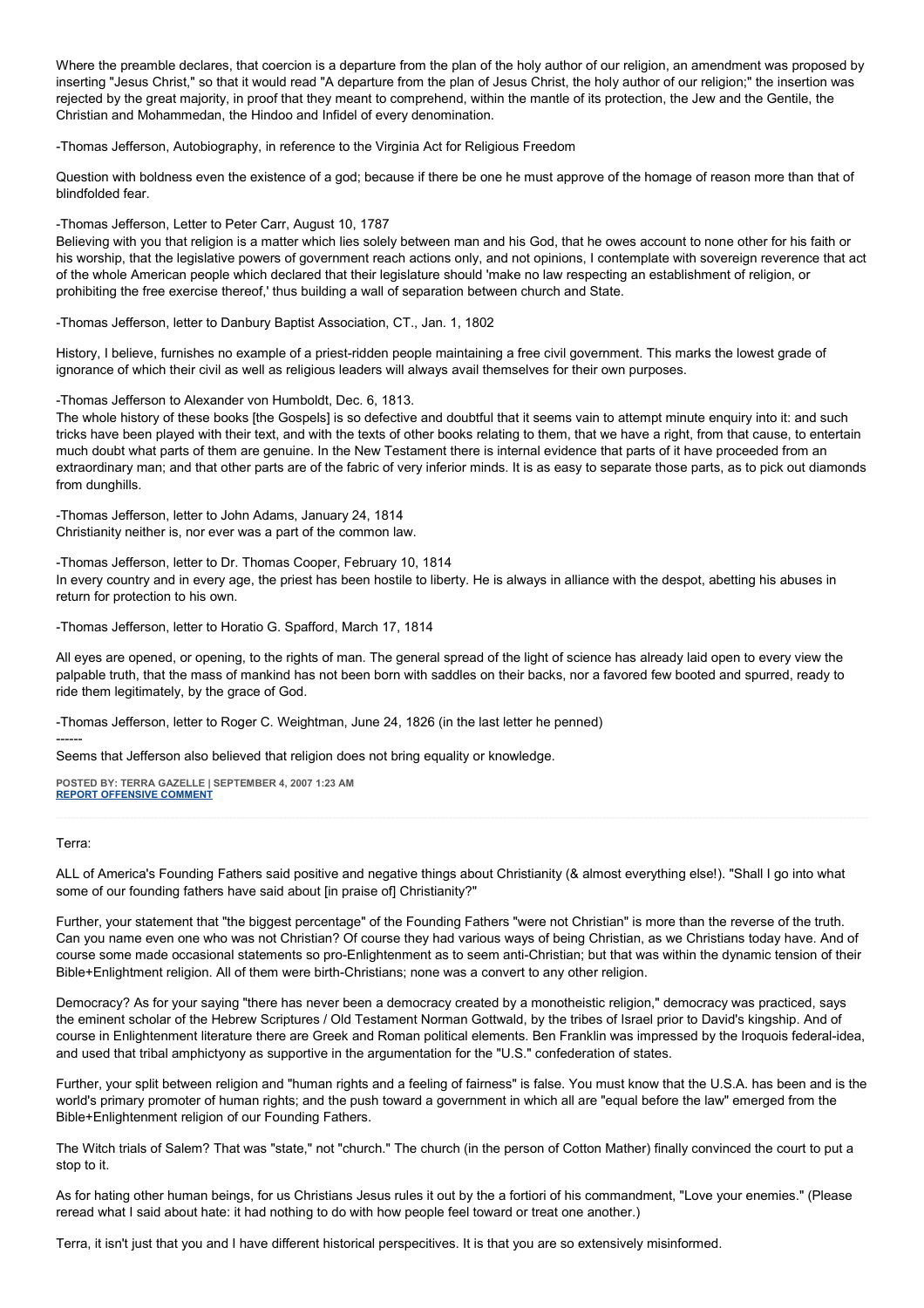Where the preamble declares, that coercion is a departure from the plan of the holy author of our religion, an amendment was proposed by inserting "Jesus Christ," so that it would read "A departure from the plan of Jesus Christ, the holy author of our religion;" the insertion was rejected by the great majority, in proof that they meant to comprehend, within the mantle of its protection, the Jew and the Gentile, the Christian and Mohammedan, the Hindoo and Infidel of every denomination.

-Thomas Jefferson, Autobiography, in reference to the Virginia Act for Religious Freedom

Question with boldness even the existence of a god; because if there be one he must approve of the homage of reason more than that of blindfolded fear.

-Thomas Jefferson, Letter to Peter Carr, August 10, 1787

Believing with you that religion is a matter which lies solely between man and his God, that he owes account to none other for his faith or his worship, that the legislative powers of government reach actions only, and not opinions, I contemplate with sovereign reverence that act of the whole American people which declared that their legislature should 'make no law respecting an establishment of religion, or prohibiting the free exercise thereof,' thus building a wall of separation between church and State.

-Thomas Jefferson, letter to Danbury Baptist Association, CT., Jan. 1, 1802

History, I believe, furnishes no example of a priest-ridden people maintaining a free civil government. This marks the lowest grade of ignorance of which their civil as well as religious leaders will always avail themselves for their own purposes.

-Thomas Jefferson to Alexander von Humboldt, Dec. 6, 1813.

The whole history of these books [the Gospels] is so defective and doubtful that it seems vain to attempt minute enquiry into it: and such tricks have been played with their text, and with the texts of other books relating to them, that we have a right, from that cause, to entertain much doubt what parts of them are genuine. In the New Testament there is internal evidence that parts of it have proceeded from an extraordinary man; and that other parts are of the fabric of very inferior minds. It is as easy to separate those parts, as to pick out diamonds from dunghills.

-Thomas Jefferson, letter to John Adams, January 24, 1814

Christianity neither is, nor ever was a part of the common law.

-Thomas Jefferson, letter to Dr. Thomas Cooper, February 10, 1814

In every country and in every age, the priest has been hostile to liberty. He is always in alliance with the despot, abetting his abuses in return for protection to his own.

-Thomas Jefferson, letter to Horatio G. Spafford, March 17, 1814

All eyes are opened, or opening, to the rights of man. The general spread of the light of science has already laid open to every view the palpable truth, that the mass of mankind has not been born with saddles on their backs, nor a favored few booted and spurred, ready to ride them legitimately, by the grace of God.

-Thomas Jefferson, letter to Roger C. Weightman, June 24, 1826 (in the last letter he penned)

------

Seems that Jefferson also believed that religion does not bring equality or knowledge.

**POSTED BY: TERRA GAZELLE | SEPTEMBER 4, 2007 1:23 AM**
**REPORT OFFENSIVE COMMENT**

---

Terra:

ALL of America's Founding Fathers said positive and negative things about Christianity (& almost everything else!). "Shall I go into what some of our founding fathers have said about [in praise of] Christianity?"

Further, your statement that "the biggest percentage" of the Founding Fathers "were not Christian" is more than the reverse of the truth. Can you name even one who was not Christian? Of course they had various ways of being Christian, as we Christians today have. And of course some made occasional statements so pro-Enlightenment as to seem anti-Christian; but that was within the dynamic tension of their Bible+Enlightment religion. All of them were birth-Christians; none was a convert to any other religion.

Democracy? As for your saying "there has never been a democracy created by a monotheistic religion," democracy was practiced, says the eminent scholar of the Hebrew Scriptures / Old Testament Norman Gottwald, by the tribes of Israel prior to David's kingship. And of course in Enlightenment literature there are Greek and Roman political elements. Ben Franklin was impressed by the Iroquois federal-idea, and used that tribal amphictyony as supportive in the argumentation for the "U.S." confederation of states.

Further, your split between religion and "human rights and a feeling of fairness" is false. You must know that the U.S.A. has been and is the world's primary promoter of human rights; and the push toward a government in which all are "equal before the law" emerged from the Bible+Enlightenment religion of our Founding Fathers.

The Witch trials of Salem? That was "state," not "church." The church (in the person of Cotton Mather) finally convinced the court to put a stop to it.

As for hating other human beings, for us Christians Jesus rules it out by the a fortiori of his commandment, "Love your enemies." (Please reread what I said about hate: it had nothing to do with how people feel toward or treat one another.)

Terra, it isn't just that you and I have different historical perspecitives. It is that you are so extensively misinformed.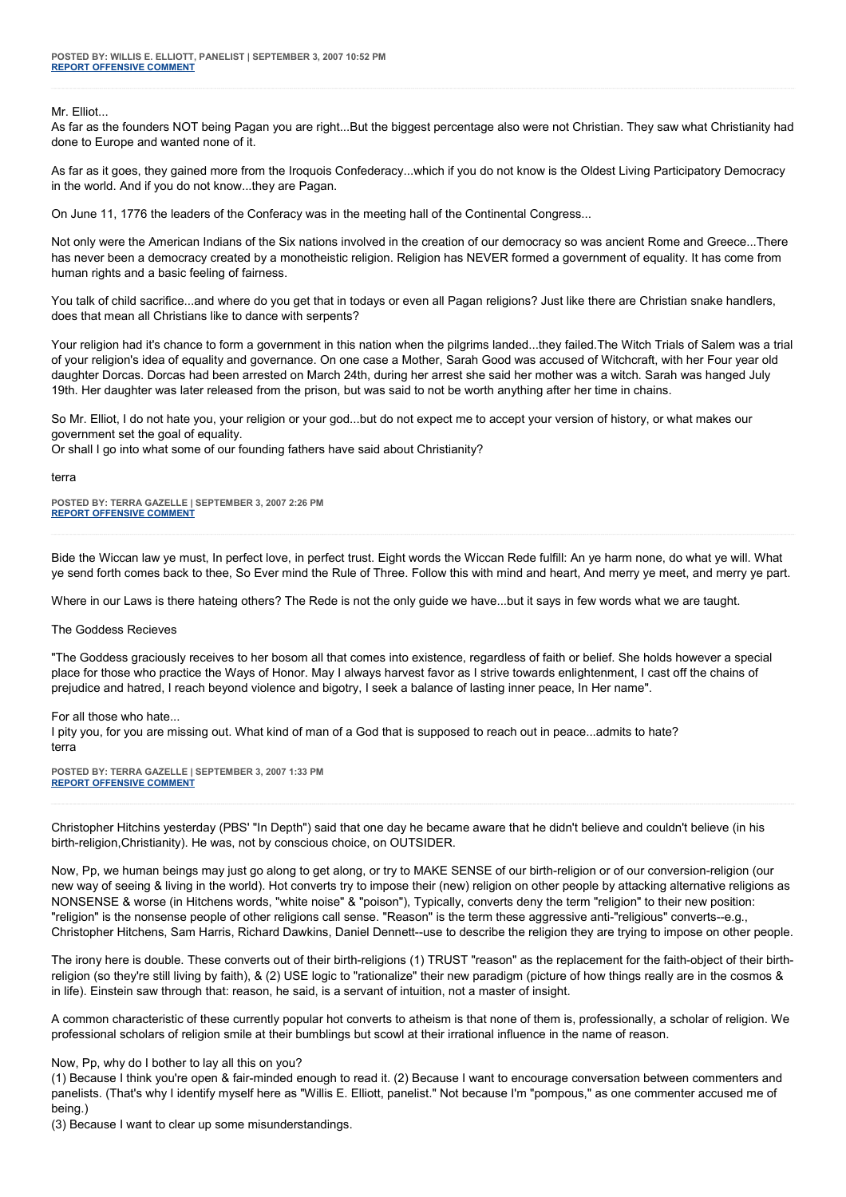**POSTED BY: WILLIS E. ELLIOTT, PANELIST | SEPTEMBER 3, 2007 10:52 PM**
**REPORT OFFENSIVE COMMENT**

---

Mr. Elliot...
As far as the founders NOT being Pagan you are right...But the biggest percentage also were not Christian. They saw what Christianity had done to Europe and wanted none of it.

As far as it goes, they gained more from the Iroquois Confederacy...which if you do not know is the Oldest Living Participatory Democracy in the world. And if you do not know...they are Pagan.

On June 11, 1776 the leaders of the Conferacy was in the meeting hall of the Continental Congress...

Not only were the American Indians of the Six nations involved in the creation of our democracy so was ancient Rome and Greece...There has never been a democracy created by a monotheistic religion. Religion has NEVER formed a government of equality. It has come from human rights and a basic feeling of fairness.

You talk of child sacrifice...and where do you get that in todays or even all Pagan religions? Just like there are Christian snake handlers, does that mean all Christians like to dance with serpents?

Your religion had it's chance to form a government in this nation when the pilgrims landed...they failed.The Witch Trials of Salem was a trial of your religion's idea of equality and governance. On one case a Mother, Sarah Good was accused of Witchcraft, with her Four year old daughter Dorcas. Dorcas had been arrested on March 24th, during her arrest she said her mother was a witch. Sarah was hanged July 19th. Her daughter was later released from the prison, but was said to not be worth anything after her time in chains.

So Mr. Elliot, I do not hate you, your religion or your god...but do not expect me to accept your version of history, or what makes our government set the goal of equality.
Or shall I go into what some of our founding fathers have said about Christianity?

terra

**POSTED BY: TERRA GAZELLE | SEPTEMBER 3, 2007 2:26 PM**
**REPORT OFFENSIVE COMMENT**

---

Bide the Wiccan law ye must, In perfect love, in perfect trust. Eight words the Wiccan Rede fulfill: An ye harm none, do what ye will. What ye send forth comes back to thee, So Ever mind the Rule of Three. Follow this with mind and heart, And merry ye meet, and merry ye part.

Where in our Laws is there hateing others? The Rede is not the only guide we have...but it says in few words what we are taught.

The Goddess Recieves

"The Goddess graciously receives to her bosom all that comes into existence, regardless of faith or belief. She holds however a special place for those who practice the Ways of Honor. May I always harvest favor as I strive towards enlightenment, I cast off the chains of prejudice and hatred, I reach beyond violence and bigotry, I seek a balance of lasting inner peace, In Her name".

For all those who hate...
I pity you, for you are missing out. What kind of man of a God that is supposed to reach out in peace...admits to hate?
terra

**POSTED BY: TERRA GAZELLE | SEPTEMBER 3, 2007 1:33 PM**
**REPORT OFFENSIVE COMMENT**

---

Christopher Hitchins yesterday (PBS' "In Depth") said that one day he became aware that he didn't believe and couldn't believe (in his birth-religion,Christianity). He was, not by conscious choice, on OUTSIDER.

Now, Pp, we human beings may just go along to get along, or try to MAKE SENSE of our birth-religion or of our conversion-religion (our new way of seeing & living in the world). Hot converts try to impose their (new) religion on other people by attacking alternative religions as NONSENSE & worse (in Hitchens words, "white noise" & "poison"), Typically, converts deny the term "religion" to their new position: "religion" is the nonsense people of other religions call sense. "Reason" is the term these aggressive anti-"religious" converts--e.g., Christopher Hitchens, Sam Harris, Richard Dawkins, Daniel Dennett--use to describe the religion they are trying to impose on other people.

The irony here is double. These converts out of their birth-religions (1) TRUST "reason" as the replacement for the faith-object of their birth-religion (so they're still living by faith), & (2) USE logic to "rationalize" their new paradigm (picture of how things really are in the cosmos & in life). Einstein saw through that: reason, he said, is a servant of intuition, not a master of insight.

A common characteristic of these currently popular hot converts to atheism is that none of them is, professionally, a scholar of religion. We professional scholars of religion smile at their bumblings but scowl at their irrational influence in the name of reason.

Now, Pp, why do I bother to lay all this on you?
(1) Because I think you're open & fair-minded enough to read it. (2) Because I want to encourage conversation between commenters and panelists. (That's why I identify myself here as "Willis E. Elliott, panelist." Not because I'm "pompous," as one commenter accused me of being.)
(3) Because I want to clear up some misunderstandings.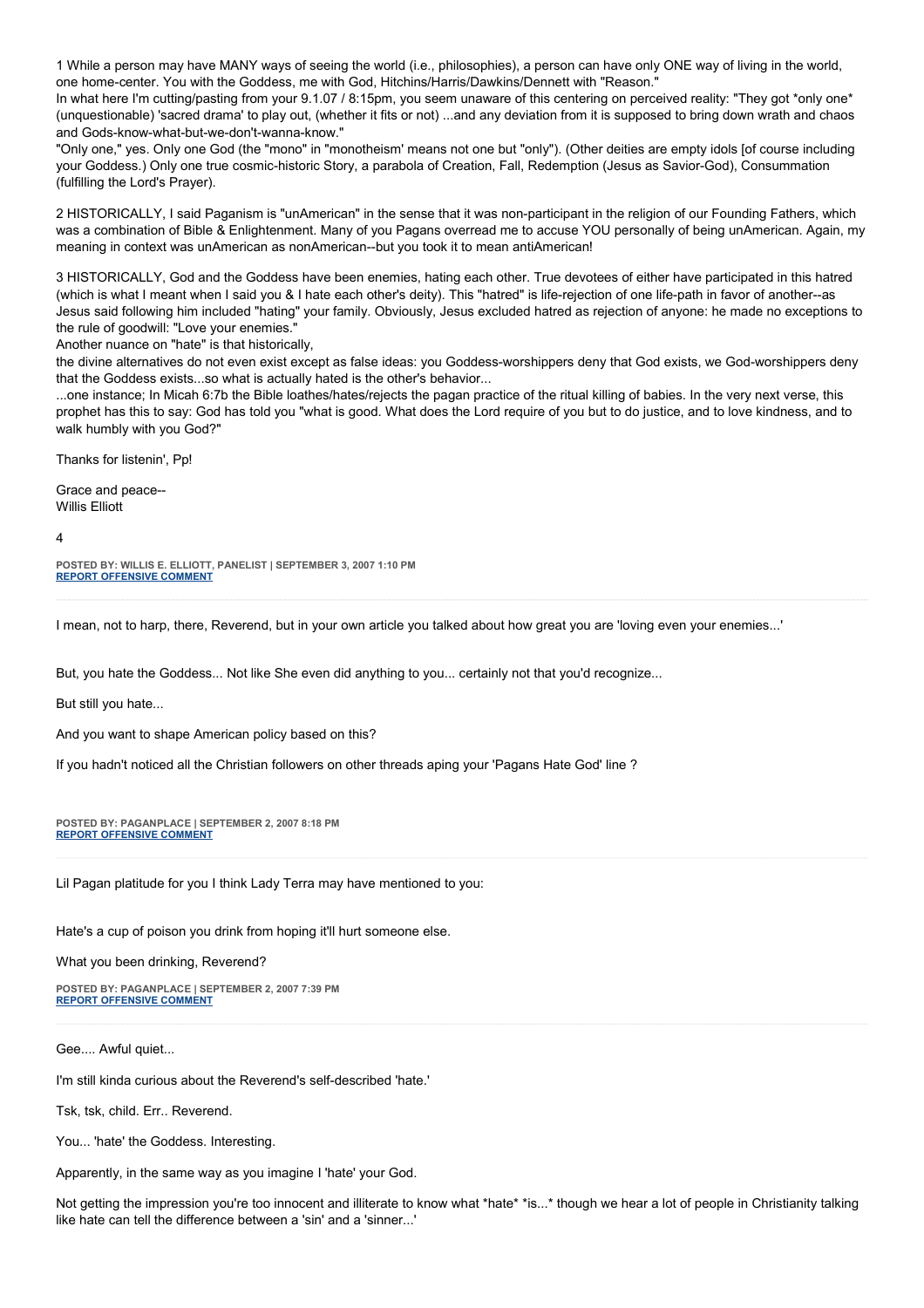1 While a person may have MANY ways of seeing the world (i.e., philosophies), a person can have only ONE way of living in the world, one home-center. You with the Goddess, me with God, Hitchins/Harris/Dawkins/Dennett with "Reason."

In what here I'm cutting/pasting from your 9.1.07 / 8:15pm, you seem unaware of this centering on perceived reality: "They got *only one* (unquestionable) 'sacred drama' to play out, (whether it fits or not) ...and any deviation from it is supposed to bring down wrath and chaos and Gods-know-what-but-we-don't-wanna-know."

"Only one," yes. Only one God (the "mono" in "monotheism' means not one but "only"). (Other deities are empty idols [of course including your Goddess.) Only one true cosmic-historic Story, a parabola of Creation, Fall, Redemption (Jesus as Savior-God), Consummation (fulfilling the Lord's Prayer).

2 HISTORICALLY, I said Paganism is "unAmerican" in the sense that it was non-participant in the religion of our Founding Fathers, which was a combination of Bible & Enlightenment. Many of you Pagans overread me to accuse YOU personally of being unAmerican. Again, my meaning in context was unAmerican as nonAmerican--but you took it to mean antiAmerican!

3 HISTORICALLY, God and the Goddess have been enemies, hating each other. True devotees of either have participated in this hatred (which is what I meant when I said you & I hate each other's deity). This "hatred" is life-rejection of one life-path in favor of another--as Jesus said following him included "hating" your family. Obviously, Jesus excluded hatred as rejection of anyone: he made no exceptions to the rule of goodwill: "Love your enemies."

Another nuance on "hate" is that historically,

the divine alternatives do not even exist except as false ideas: you Goddess-worshippers deny that God exists, we God-worshippers deny that the Goddess exists...so what is actually hated is the other's behavior...

...one instance; In Micah 6:7b the Bible loathes/hates/rejects the pagan practice of the ritual killing of babies. In the very next verse, this prophet has this to say: God has told you "what is good. What does the Lord require of you but to do justice, and to love kindness, and to walk humbly with you God?"

Thanks for listenin', Pp!

Grace and peace--
Willis Elliott

4

**POSTED BY: WILLIS E. ELLIOTT, PANELIST | SEPTEMBER 3, 2007 1:10 PM**
**REPORT OFFENSIVE COMMENT**

---

I mean, not to harp, there, Reverend, but in your own article you talked about how great you are 'loving even your enemies...'

But, you hate the Goddess... Not like She even did anything to you... certainly not that you'd recognize...

But still you hate...

And you want to shape American policy based on this?

If you hadn't noticed all the Christian followers on other threads aping your 'Pagans Hate God' line ?

**POSTED BY: PAGANPLACE | SEPTEMBER 2, 2007 8:18 PM**
**REPORT OFFENSIVE COMMENT**

---

Lil Pagan platitude for you I think Lady Terra may have mentioned to you:

Hate's a cup of poison you drink from hoping it'll hurt someone else.

What you been drinking, Reverend?

**POSTED BY: PAGANPLACE | SEPTEMBER 2, 2007 7:39 PM**
**REPORT OFFENSIVE COMMENT**

---

Gee.... Awful quiet...

I'm still kinda curious about the Reverend's self-described 'hate.'

Tsk, tsk, child. Err.. Reverend.

You... 'hate' the Goddess. Interesting.

Apparently, in the same way as you imagine I 'hate' your God.

Not getting the impression you're too innocent and illiterate to know what *hate* *is...* though we hear a lot of people in Christianity talking like hate can tell the difference between a 'sin' and a 'sinner...'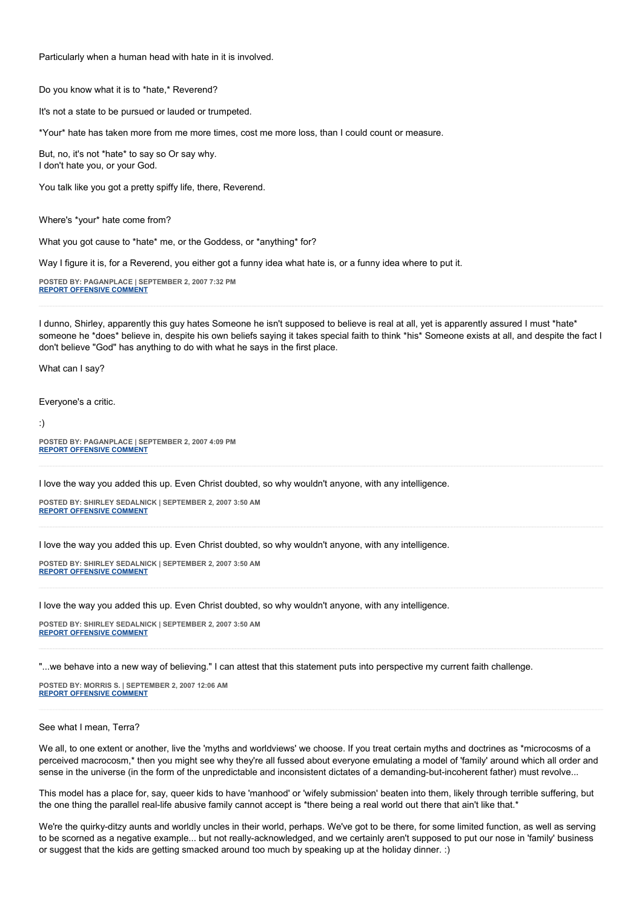Particularly when a human head with hate in it is involved.

Do you know what it is to *hate,* Reverend?

It's not a state to be pursued or lauded or trumpeted.

*Your* hate has taken more from me more times, cost me more loss, than I could count or measure.

But, no, it's not *hate* to say so Or say why.
I don't hate you, or your God.

You talk like you got a pretty spiffy life, there, Reverend.

Where's *your* hate come from?

What you got cause to *hate* me, or the Goddess, or *anything* for?

Way I figure it is, for a Reverend, you either got a funny idea what hate is, or a funny idea where to put it.

**POSTED BY: PAGANPLACE | SEPTEMBER 2, 2007 7:32 PM**
**REPORT OFFENSIVE COMMENT**

---

I dunno, Shirley, apparently this guy hates Someone he isn't supposed to believe is real at all, yet is apparently assured I must *hate* someone he *does* believe in, despite his own beliefs saying it takes special faith to think *his* Someone exists at all, and despite the fact I don't believe "God" has anything to do with what he says in the first place.

What can I say?

Everyone's a critic.

:)

**POSTED BY: PAGANPLACE | SEPTEMBER 2, 2007 4:09 PM**
**REPORT OFFENSIVE COMMENT**

---

I love the way you added this up. Even Christ doubted, so why wouldn't anyone, with any intelligence.

**POSTED BY: SHIRLEY SEDALNICK | SEPTEMBER 2, 2007 3:50 AM**
**REPORT OFFENSIVE COMMENT**

---

I love the way you added this up. Even Christ doubted, so why wouldn't anyone, with any intelligence.

**POSTED BY: SHIRLEY SEDALNICK | SEPTEMBER 2, 2007 3:50 AM**
**REPORT OFFENSIVE COMMENT**

---

I love the way you added this up. Even Christ doubted, so why wouldn't anyone, with any intelligence.

**POSTED BY: SHIRLEY SEDALNICK | SEPTEMBER 2, 2007 3:50 AM**
**REPORT OFFENSIVE COMMENT**

---

"...we behave into a new way of believing." I can attest that this statement puts into perspective my current faith challenge.

**POSTED BY: MORRIS S. | SEPTEMBER 2, 2007 12:06 AM**
**REPORT OFFENSIVE COMMENT**

---

See what I mean, Terra?

We all, to one extent or another, live the 'myths and worldviews' we choose. If you treat certain myths and doctrines as *microcosms of a perceived macrocosm,* then you might see why they're all fussed about everyone emulating a model of 'family' around which all order and sense in the universe (in the form of the unpredictable and inconsistent dictates of a demanding-but-incoherent father) must revolve...

This model has a place for, say, queer kids to have 'manhood' or 'wifely submission' beaten into them, likely through terrible suffering, but the one thing the parallel real-life abusive family cannot accept is *there being a real world out there that ain't like that.*

We're the quirky-ditzy aunts and worldly uncles in their world, perhaps. We've got to be there, for some limited function, as well as serving to be scorned as a negative example... but not really-acknowledged, and we certainly aren't supposed to put our nose in 'family' business or suggest that the kids are getting smacked around too much by speaking up at the holiday dinner. :)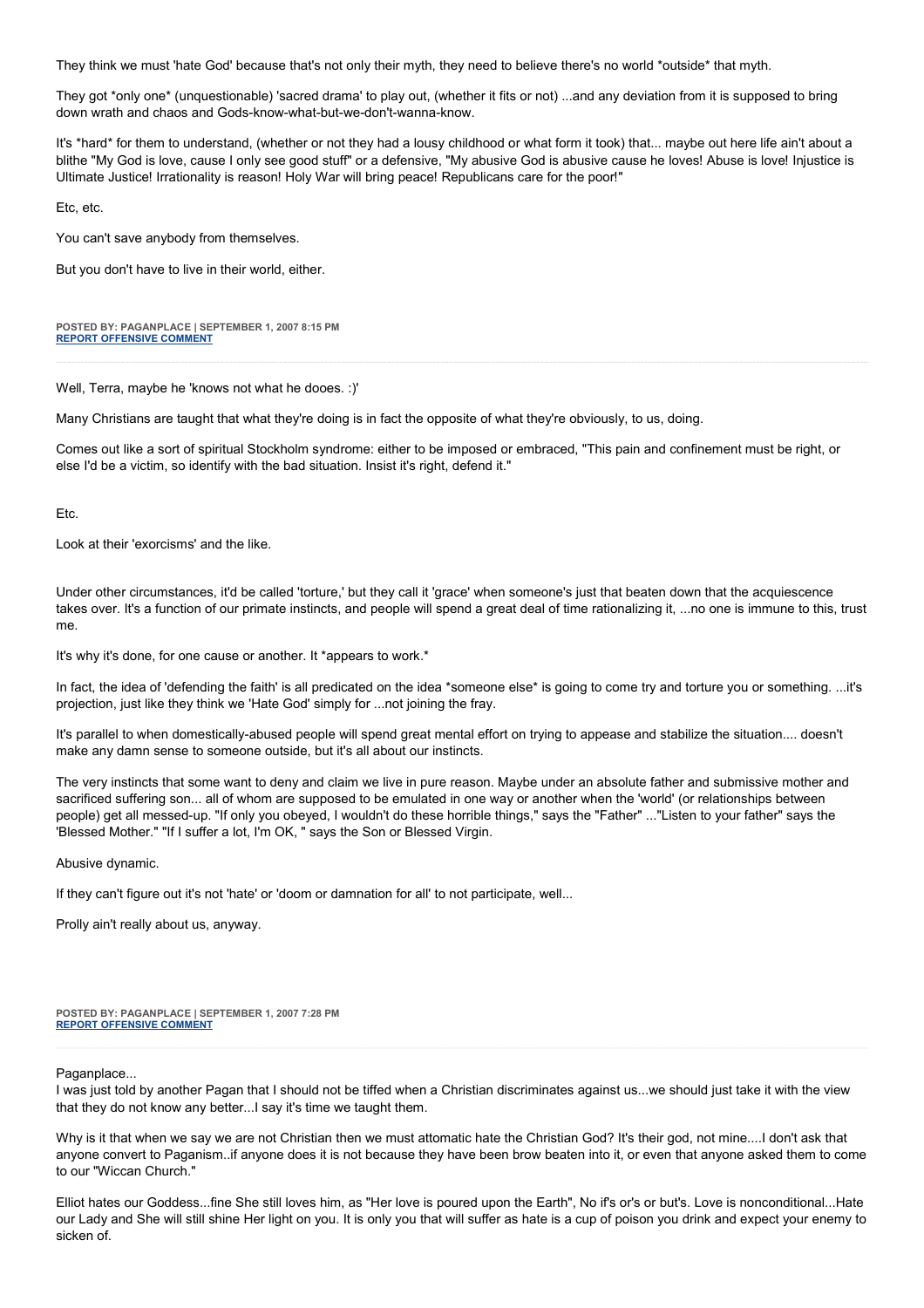They think we must 'hate God' because that's not only their myth, they need to believe there's no world *outside* that myth.

They got *only one* (unquestionable) 'sacred drama' to play out, (whether it fits or not) ...and any deviation from it is supposed to bring down wrath and chaos and Gods-know-what-but-we-don't-wanna-know.

It's *hard* for them to understand, (whether or not they had a lousy childhood or what form it took) that... maybe out here life ain't about a blithe "My God is love, cause I only see good stuff" or a defensive, "My abusive God is abusive cause he loves! Abuse is love! Injustice is Ultimate Justice! Irrationality is reason! Holy War will bring peace! Republicans care for the poor!"

Etc, etc.

You can't save anybody from themselves.

But you don't have to live in their world, either.

**POSTED BY: PAGANPLACE | SEPTEMBER 1, 2007 8:15 PM**
**REPORT OFFENSIVE COMMENT**

---

Well, Terra, maybe he 'knows not what he dooes. :)'

Many Christians are taught that what they're doing is in fact the opposite of what they're obviously, to us, doing.

Comes out like a sort of spiritual Stockholm syndrome: either to be imposed or embraced, "This pain and confinement must be right, or else I'd be a victim, so identify with the bad situation. Insist it's right, defend it."

Etc.

Look at their 'exorcisms' and the like.

Under other circumstances, it'd be called 'torture,' but they call it 'grace' when someone's just that beaten down that the acquiescence takes over. It's a function of our primate instincts, and people will spend a great deal of time rationalizing it, ...no one is immune to this, trust me.

It's why it's done, for one cause or another. It *appears to work.*

In fact, the idea of 'defending the faith' is all predicated on the idea *someone else* is going to come try and torture you or something. ...it's projection, just like they think we 'Hate God' simply for ...not joining the fray.

It's parallel to when domestically-abused people will spend great mental effort on trying to appease and stabilize the situation.... doesn't make any damn sense to someone outside, but it's all about our instincts.

The very instincts that some want to deny and claim we live in pure reason. Maybe under an absolute father and submissive mother and sacrificed suffering son... all of whom are supposed to be emulated in one way or another when the 'world' (or relationships between people) get all messed-up. "If only you obeyed, I wouldn't do these horrible things," says the "Father" ..."Listen to your father" says the 'Blessed Mother." "If I suffer a lot, I'm OK, " says the Son or Blessed Virgin.

Abusive dynamic.

If they can't figure out it's not 'hate' or 'doom or damnation for all' to not participate, well...

Prolly ain't really about us, anyway.

**POSTED BY: PAGANPLACE | SEPTEMBER 1, 2007 7:28 PM**
**REPORT OFFENSIVE COMMENT**

---

Paganplace...
I was just told by another Pagan that I should not be tiffed when a Christian discriminates against us...we should just take it with the view that they do not know any better...I say it's time we taught them.

Why is it that when we say we are not Christian then we must attomatic hate the Christian God? It's their god, not mine....I don't ask that anyone convert to Paganism..if anyone does it is not because they have been brow beaten into it, or even that anyone asked them to come to our "Wiccan Church."

Elliot hates our Goddess...fine She still loves him, as "Her love is poured upon the Earth", No if's or's or but's. Love is nonconditional...Hate our Lady and She will still shine Her light on you. It is only you that will suffer as hate is a cup of poison you drink and expect your enemy to sicken of.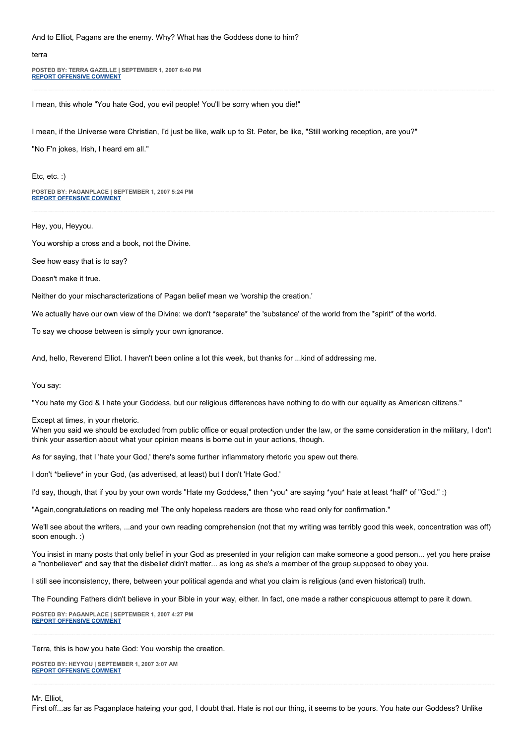And to Elliot, Pagans are the enemy. Why? What has the Goddess done to him?

terra

**POSTED BY: TERRA GAZELLE | SEPTEMBER 1, 2007 6:40 PM**
**REPORT OFFENSIVE COMMENT**

---

I mean, this whole "You hate God, you evil people! You'll be sorry when you die!"

I mean, if the Universe were Christian, I'd just be like, walk up to St. Peter, be like, "Still working reception, are you?"

"No F'n jokes, Irish, I heard em all."

Etc, etc. :)

**POSTED BY: PAGANPLACE | SEPTEMBER 1, 2007 5:24 PM**
**REPORT OFFENSIVE COMMENT**

---

Hey, you, Heyyou.

You worship a cross and a book, not the Divine.

See how easy that is to say?

Doesn't make it true.

Neither do your mischaracterizations of Pagan belief mean we 'worship the creation.'

We actually have our own view of the Divine: we don't *separate* the 'substance' of the world from the *spirit* of the world.

To say we choose between is simply your own ignorance.

And, hello, Reverend Elliot. I haven't been online a lot this week, but thanks for ...kind of addressing me.

You say:

"You hate my God & I hate your Goddess, but our religious differences have nothing to do with our equality as American citizens."

Except at times, in your rhetoric.
When you said we should be excluded from public office or equal protection under the law, or the same consideration in the military, I don't think your assertion about what your opinion means is borne out in your actions, though.

As for saying, that I 'hate your God,' there's some further inflammatory rhetoric you spew out there.

I don't *believe* in your God, (as advertised, at least) but I don't 'Hate God.'

I'd say, though, that if you by your own words "Hate my Goddess," then *you* are saying *you* hate at least *half* of "God." :)

"Again,congratulations on reading me! The only hopeless readers are those who read only for confirmation."

We'll see about the writers, ...and your own reading comprehension (not that my writing was terribly good this week, concentration was off) soon enough. :)

You insist in many posts that only belief in your God as presented in your religion can make someone a good person... yet you here praise a *nonbeliever* and say that the disbelief didn't matter... as long as she's a member of the group supposed to obey you.

I still see inconsistency, there, between your political agenda and what you claim is religious (and even historical) truth.

The Founding Fathers didn't believe in your Bible in your way, either. In fact, one made a rather conspicuous attempt to pare it down.

**POSTED BY: PAGANPLACE | SEPTEMBER 1, 2007 4:27 PM**
**REPORT OFFENSIVE COMMENT**

---

Terra, this is how you hate God: You worship the creation.

**POSTED BY: HEYYOU | SEPTEMBER 1, 2007 3:07 AM**
**REPORT OFFENSIVE COMMENT**

---

Mr. Elliot,
First off...as far as Paganplace hateing your god, I doubt that. Hate is not our thing, it seems to be yours. You hate our Goddess? Unlike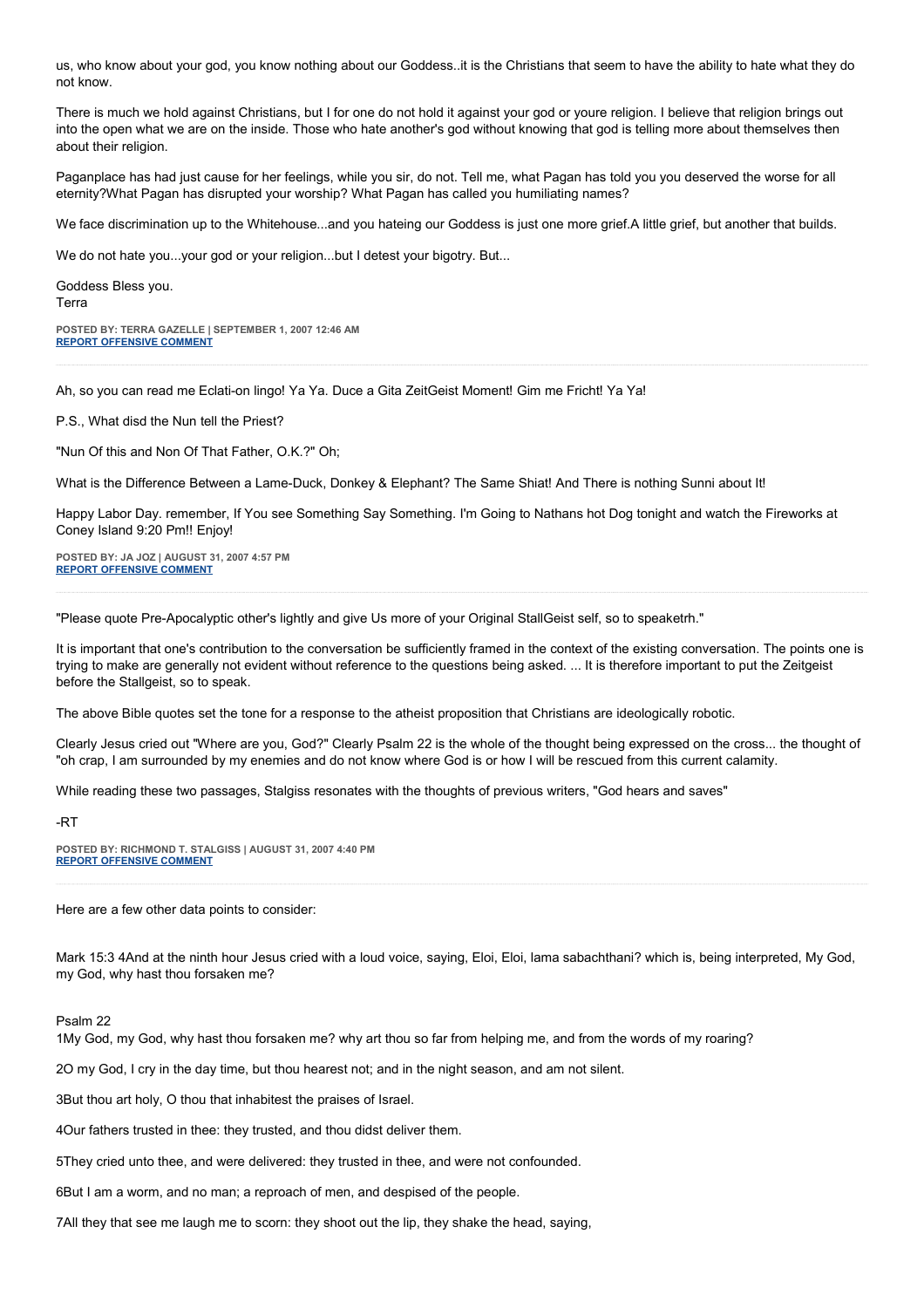us, who know about your god, you know nothing about our Goddess..it is the Christians that seem to have the ability to hate what they do not know.

There is much we hold against Christians, but I for one do not hold it against your god or youre religion. I believe that religion brings out into the open what we are on the inside. Those who hate another's god without knowing that god is telling more about themselves then about their religion.

Paganplace has had just cause for her feelings, while you sir, do not. Tell me, what Pagan has told you you deserved the worse for all eternity?What Pagan has disrupted your worship? What Pagan has called you humiliating names?

We face discrimination up to the Whitehouse...and you hateing our Goddess is just one more grief.A little grief, but another that builds.

We do not hate you...your god or your religion...but I detest your bigotry. But...

Goddess Bless you.
Terra

**POSTED BY: TERRA GAZELLE | SEPTEMBER 1, 2007 12:46 AM**
**REPORT OFFENSIVE COMMENT**

---

Ah, so you can read me Eclati-on lingo! Ya Ya. Duce a Gita ZeitGeist Moment! Gim me Fricht! Ya Ya!

P.S., What disd the Nun tell the Priest?

"Nun Of this and Non Of That Father, O.K.?" Oh;

What is the Difference Between a Lame-Duck, Donkey & Elephant? The Same Shiat! And There is nothing Sunni about It!

Happy Labor Day. remember, If You see Something Say Something. I'm Going to Nathans hot Dog tonight and watch the Fireworks at Coney Island 9:20 Pm!! Enjoy!

**POSTED BY: JA JOZ | AUGUST 31, 2007 4:57 PM**
**REPORT OFFENSIVE COMMENT**

---

"Please quote Pre-Apocalyptic other's lightly and give Us more of your Original StallGeist self, so to speaketrh."

It is important that one's contribution to the conversation be sufficiently framed in the context of the existing conversation. The points one is trying to make are generally not evident without reference to the questions being asked. ... It is therefore important to put the Zeitgeist before the Stallgeist, so to speak.

The above Bible quotes set the tone for a response to the atheist proposition that Christians are ideologically robotic.

Clearly Jesus cried out "Where are you, God?" Clearly Psalm 22 is the whole of the thought being expressed on the cross... the thought of "oh crap, I am surrounded by my enemies and do not know where God is or how I will be rescued from this current calamity.

While reading these two passages, Stalgiss resonates with the thoughts of previous writers, "God hears and saves"

-RT

**POSTED BY: RICHMOND T. STALGISS | AUGUST 31, 2007 4:40 PM**
**REPORT OFFENSIVE COMMENT**

---

Here are a few other data points to consider:

Mark 15:3 4And at the ninth hour Jesus cried with a loud voice, saying, Eloi, Eloi, lama sabachthani? which is, being interpreted, My God, my God, why hast thou forsaken me?

Psalm 22
1My God, my God, why hast thou forsaken me? why art thou so far from helping me, and from the words of my roaring?

2O my God, I cry in the day time, but thou hearest not; and in the night season, and am not silent.

3But thou art holy, O thou that inhabitest the praises of Israel.

4Our fathers trusted in thee: they trusted, and thou didst deliver them.

5They cried unto thee, and were delivered: they trusted in thee, and were not confounded.

6But I am a worm, and no man; a reproach of men, and despised of the people.

7All they that see me laugh me to scorn: they shoot out the lip, they shake the head, saying,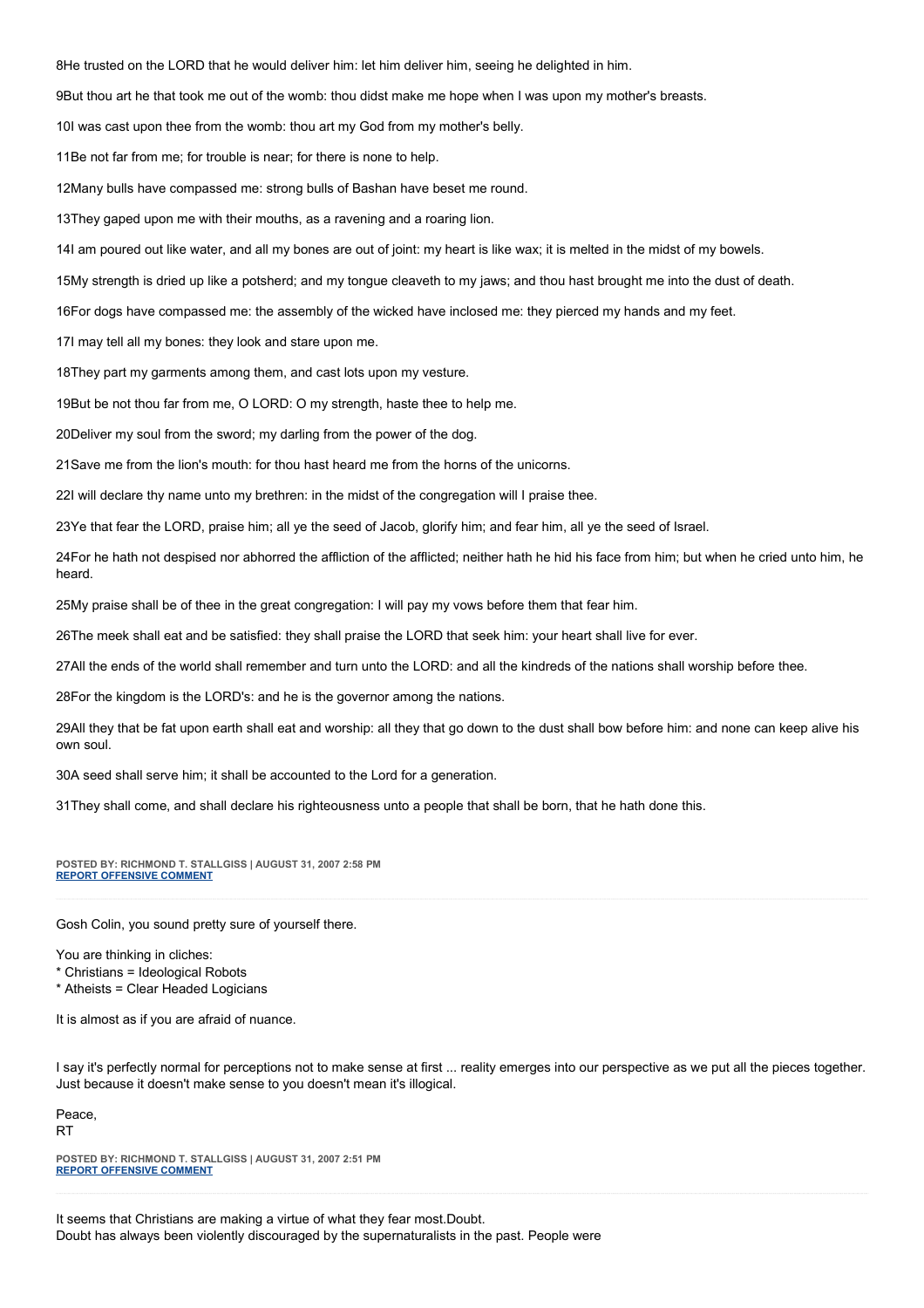8He trusted on the LORD that he would deliver him: let him deliver him, seeing he delighted in him.

9But thou art he that took me out of the womb: thou didst make me hope when I was upon my mother's breasts.

10I was cast upon thee from the womb: thou art my God from my mother's belly.

11Be not far from me; for trouble is near; for there is none to help.

12Many bulls have compassed me: strong bulls of Bashan have beset me round.

13They gaped upon me with their mouths, as a ravening and a roaring lion.

14I am poured out like water, and all my bones are out of joint: my heart is like wax; it is melted in the midst of my bowels.

15My strength is dried up like a potsherd; and my tongue cleaveth to my jaws; and thou hast brought me into the dust of death.

16For dogs have compassed me: the assembly of the wicked have inclosed me: they pierced my hands and my feet.

17I may tell all my bones: they look and stare upon me.

18They part my garments among them, and cast lots upon my vesture.

19But be not thou far from me, O LORD: O my strength, haste thee to help me.

20Deliver my soul from the sword; my darling from the power of the dog.

21Save me from the lion's mouth: for thou hast heard me from the horns of the unicorns.

22I will declare thy name unto my brethren: in the midst of the congregation will I praise thee.

23Ye that fear the LORD, praise him; all ye the seed of Jacob, glorify him; and fear him, all ye the seed of Israel.

24For he hath not despised nor abhorred the affliction of the afflicted; neither hath he hid his face from him; but when he cried unto him, he heard.

25My praise shall be of thee in the great congregation: I will pay my vows before them that fear him.

26The meek shall eat and be satisfied: they shall praise the LORD that seek him: your heart shall live for ever.

27All the ends of the world shall remember and turn unto the LORD: and all the kindreds of the nations shall worship before thee.

28For the kingdom is the LORD's: and he is the governor among the nations.

29All they that be fat upon earth shall eat and worship: all they that go down to the dust shall bow before him: and none can keep alive his own soul.

30A seed shall serve him; it shall be accounted to the Lord for a generation.

31They shall come, and shall declare his righteousness unto a people that shall be born, that he hath done this.

**POSTED BY: RICHMOND T. STALLGISS | AUGUST 31, 2007 2:58 PM**
**REPORT OFFENSIVE COMMENT**

---

Gosh Colin, you sound pretty sure of yourself there.

You are thinking in cliches:
* Christians = Ideological Robots
* Atheists = Clear Headed Logicians

It is almost as if you are afraid of nuance.

I say it's perfectly normal for perceptions not to make sense at first ... reality emerges into our perspective as we put all the pieces together. Just because it doesn't make sense to you doesn't mean it's illogical.

Peace,
RT

**POSTED BY: RICHMOND T. STALLGISS | AUGUST 31, 2007 2:51 PM**
**REPORT OFFENSIVE COMMENT**

---

It seems that Christians are making a virtue of what they fear most.Doubt.
Doubt has always been violently discouraged by the supernaturalists in the past. People were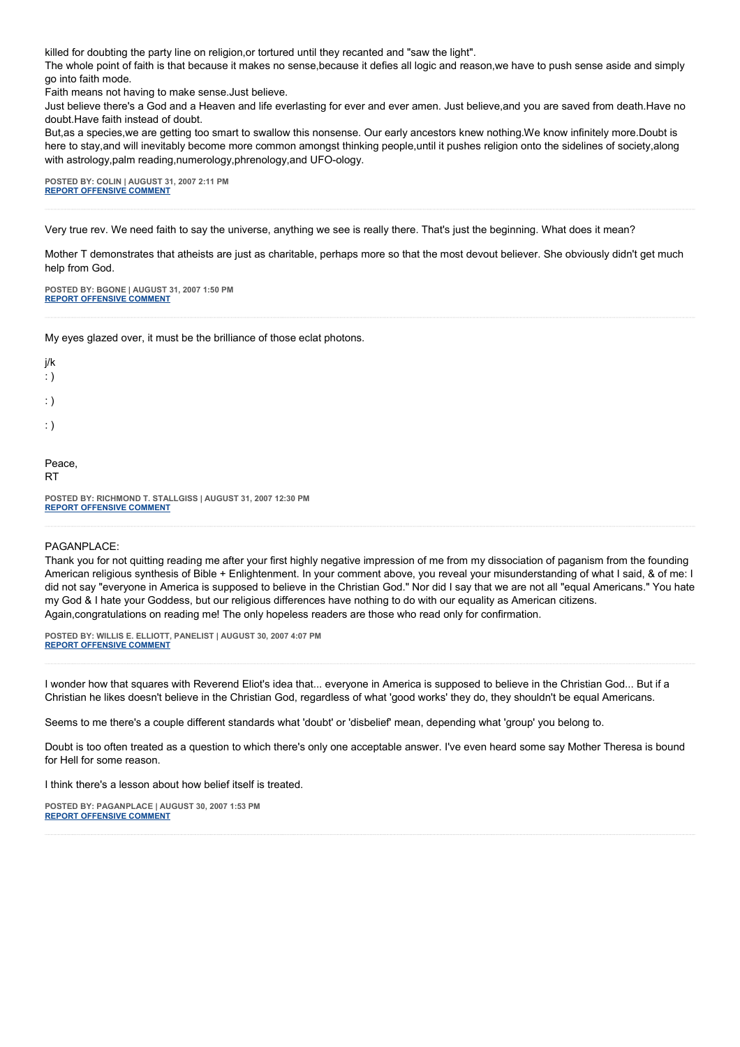killed for doubting the party line on religion,or tortured until they recanted and "saw the light".
The whole point of faith is that because it makes no sense,because it defies all logic and reason,we have to push sense aside and simply go into faith mode.
Faith means not having to make sense.Just believe.
Just believe there's a God and a Heaven and life everlasting for ever and ever amen. Just believe,and you are saved from death.Have no doubt.Have faith instead of doubt.
But,as a species,we are getting too smart to swallow this nonsense. Our early ancestors knew nothing.We know infinitely more.Doubt is here to stay,and will inevitably become more common amongst thinking people,until it pushes religion onto the sidelines of society,along with astrology,palm reading,numerology,phrenology,and UFO-ology.

**POSTED BY: COLIN | AUGUST 31, 2007 2:11 PM**
**REPORT OFFENSIVE COMMENT**

---

Very true rev. We need faith to say the universe, anything we see is really there. That's just the beginning. What does it mean?

Mother T demonstrates that atheists are just as charitable, perhaps more so that the most devout believer. She obviously didn't get much help from God.

**POSTED BY: BGONE | AUGUST 31, 2007 1:50 PM**
**REPORT OFFENSIVE COMMENT**

---

My eyes glazed over, it must be the brilliance of those eclat photons.

j/k
: )

: )

: )

Peace,
RT

**POSTED BY: RICHMOND T. STALLGISS | AUGUST 31, 2007 12:30 PM**
**REPORT OFFENSIVE COMMENT**

---

PAGANPLACE:
Thank you for not quitting reading me after your first highly negative impression of me from my dissociation of paganism from the founding American religious synthesis of Bible + Enlightenment. In your comment above, you reveal your misunderstanding of what I said, & of me: I did not say "everyone in America is supposed to believe in the Christian God." Nor did I say that we are not all "equal Americans." You hate my God & I hate your Goddess, but our religious differences have nothing to do with our equality as American citizens.
Again,congratulations on reading me! The only hopeless readers are those who read only for confirmation.

**POSTED BY: WILLIS E. ELLIOTT, PANELIST | AUGUST 30, 2007 4:07 PM**
**REPORT OFFENSIVE COMMENT**

---

I wonder how that squares with Reverend Eliot's idea that... everyone in America is supposed to believe in the Christian God... But if a Christian he likes doesn't believe in the Christian God, regardless of what 'good works' they do, they shouldn't be equal Americans.

Seems to me there's a couple different standards what 'doubt' or 'disbelief' mean, depending what 'group' you belong to.

Doubt is too often treated as a question to which there's only one acceptable answer. I've even heard some say Mother Theresa is bound for Hell for some reason.

I think there's a lesson about how belief itself is treated.

**POSTED BY: PAGANPLACE | AUGUST 30, 2007 1:53 PM**
**REPORT OFFENSIVE COMMENT**